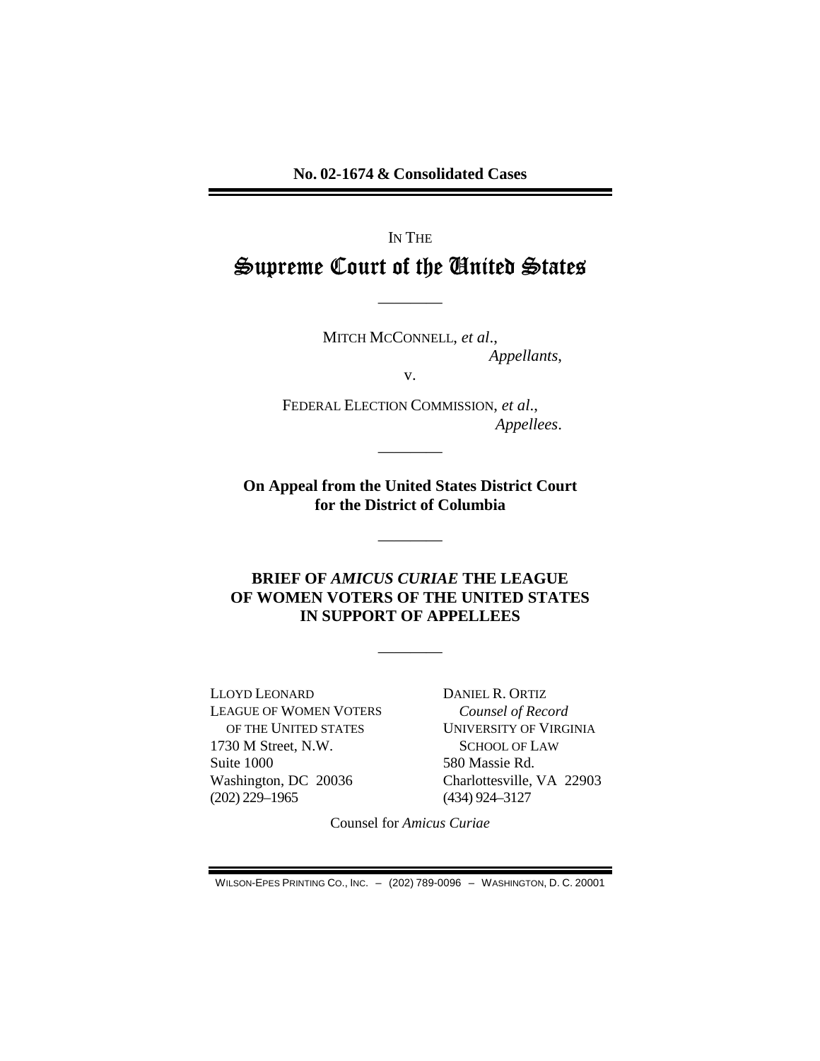**No. 02-1674 & Consolidated Cases**

IN THE

# Supreme Court of the United States

---

MITCH MCCONNELL, *et al*.,
*Appellants*,

v.

FEDERAL ELECTION COMMISSION, *et al*.,
*Appellees*.

---

**On Appeal from the United States District Court for the District of Columbia**

---

**BRIEF OF *AMICUS CURIAE* THE LEAGUE OF WOMEN VOTERS OF THE UNITED STATES IN SUPPORT OF APPELLEES**

---

LLOYD LEONARD
LEAGUE OF WOMEN VOTERS
OF THE UNITED STATES
1730 M Street, N.W.
Suite 1000
Washington, DC 20036
(202) 229–1965

DANIEL R. ORTIZ
*Counsel of Record*
UNIVERSITY OF VIRGINIA
SCHOOL OF LAW
580 Massie Rd.
Charlottesville, VA 22903
(434) 924–3127

Counsel for *Amicus Curiae*

WILSON-EPES PRINTING CO., INC. – (202) 789-0096 – WASHINGTON, D. C. 20001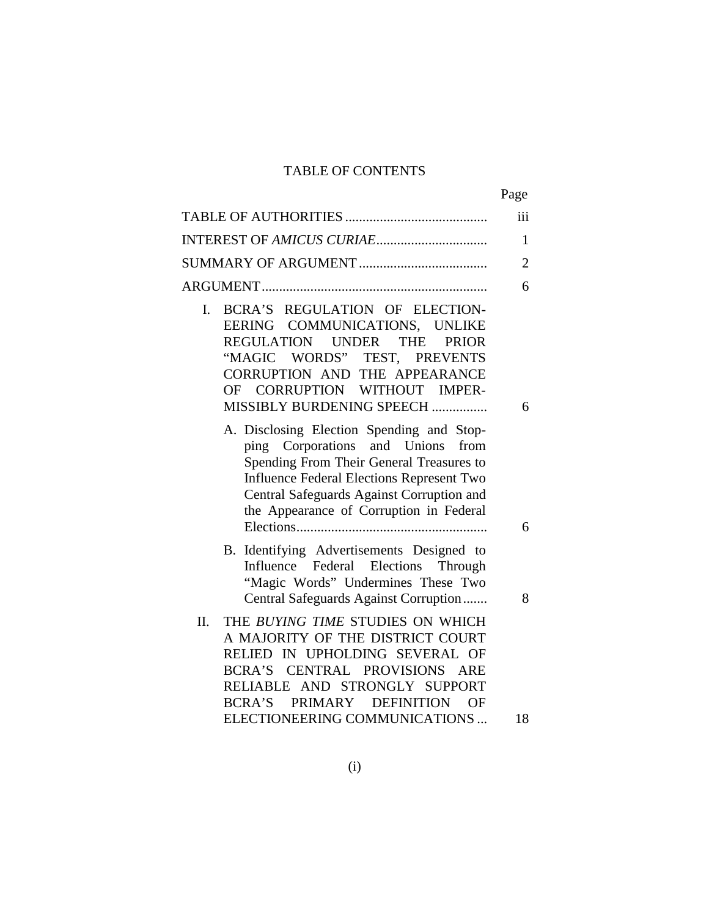# TABLE OF CONTENTS

| | Page |
|---|---|
| TABLE OF AUTHORITIES | iii |
| INTEREST OF *AMICUS CURIAE* | 1 |
| SUMMARY OF ARGUMENT | 2 |
| ARGUMENT | 6 |
| I. BCRA'S REGULATION OF ELECTION-EERING COMMUNICATIONS, UNLIKE REGULATION UNDER THE PRIOR "MAGIC WORDS" TEST, PREVENTS CORRUPTION AND THE APPEARANCE OF CORRUPTION WITHOUT IMPER-MISSIBLY BURDENING SPEECH | 6 |
| A. Disclosing Election Spending and Stop-ping Corporations and Unions from Spending From Their General Treasures to Influence Federal Elections Represent Two Central Safeguards Against Corruption and the Appearance of Corruption in Federal Elections | 6 |
| B. Identifying Advertisements Designed to Influence Federal Elections Through "Magic Words" Undermines These Two Central Safeguards Against Corruption | 8 |
| II. THE *BUYING TIME* STUDIES ON WHICH A MAJORITY OF THE DISTRICT COURT RELIED IN UPHOLDING SEVERAL OF BCRA'S CENTRAL PROVISIONS ARE RELIABLE AND STRONGLY SUPPORT BCRA'S PRIMARY DEFINITION OF ELECTIONEERING COMMUNICATIONS | 18 |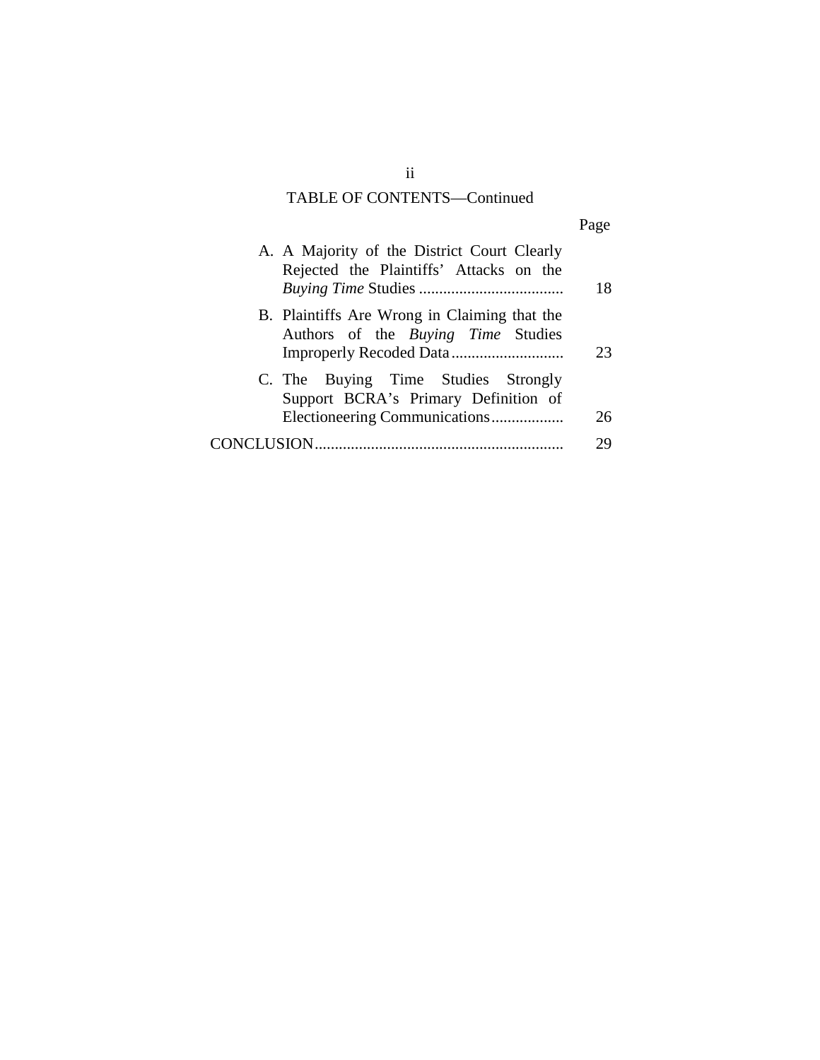TABLE OF CONTENTS—Continued

| | Page |
|---|---|
| A. A Majority of the District Court Clearly Rejected the Plaintiffs' Attacks on the *Buying Time* Studies | 18 |
| B. Plaintiffs Are Wrong in Claiming that the Authors of the *Buying Time* Studies Improperly Recoded Data | 23 |
| C. The Buying Time Studies Strongly Support BCRA's Primary Definition of Electioneering Communications | 26 |
| CONCLUSION | 29 |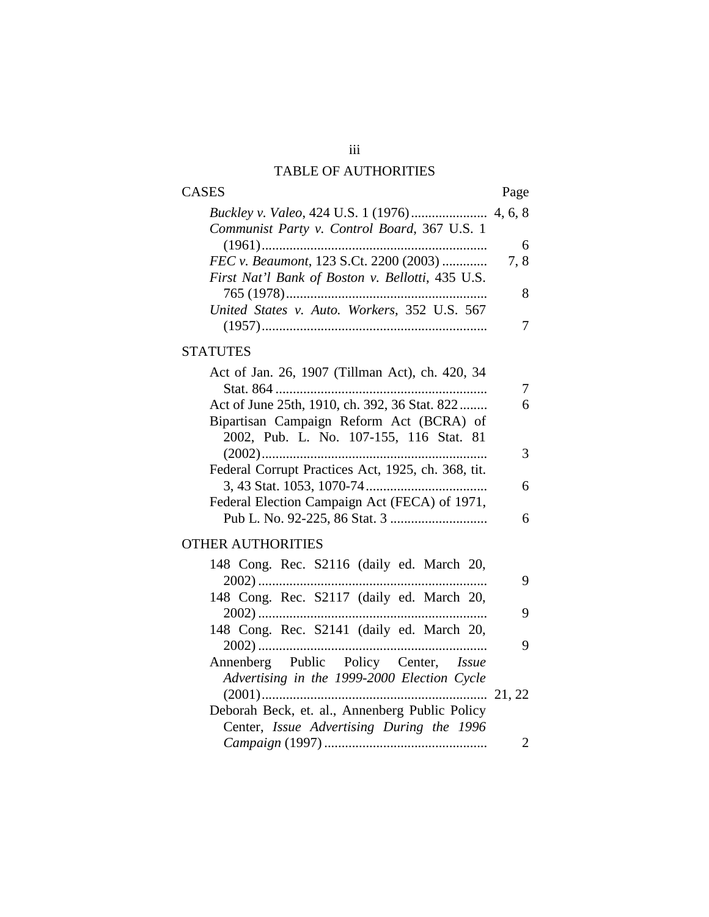## TABLE OF AUTHORITIES

| CASES | Page |
|---|---|
| *Buckley v. Valeo*, 424 U.S. 1 (1976) | 4, 6, 8 |
| *Communist Party v. Control Board*, 367 U.S. 1 (1961) | 6 |
| *FEC v. Beaumont*, 123 S.Ct. 2200 (2003) | 7, 8 |
| *First Nat'l Bank of Boston v. Bellotti*, 435 U.S. 765 (1978) | 8 |
| *United States v. Auto. Workers*, 352 U.S. 567 (1957) | 7 |

| STATUTES | |
|---|---|
| Act of Jan. 26, 1907 (Tillman Act), ch. 420, 34 Stat. 864 | 7 |
| Act of June 25th, 1910, ch. 392, 36 Stat. 822 | 6 |
| Bipartisan Campaign Reform Act (BCRA) of 2002, Pub. L. No. 107-155, 116 Stat. 81 (2002) | 3 |
| Federal Corrupt Practices Act, 1925, ch. 368, tit. 3, 43 Stat. 1053, 1070-74 | 6 |
| Federal Election Campaign Act (FECA) of 1971, Pub L. No. 92-225, 86 Stat. 3 | 6 |

| OTHER AUTHORITIES | |
|---|---|
| 148 Cong. Rec. S2116 (daily ed. March 20, 2002) | 9 |
| 148 Cong. Rec. S2117 (daily ed. March 20, 2002) | 9 |
| 148 Cong. Rec. S2141 (daily ed. March 20, 2002) | 9 |
| Annenberg Public Policy Center, *Issue Advertising in the 1999-2000 Election Cycle* (2001) | 21, 22 |
| Deborah Beck, et. al., Annenberg Public Policy Center, *Issue Advertising During the 1996 Campaign* (1997) | 2 |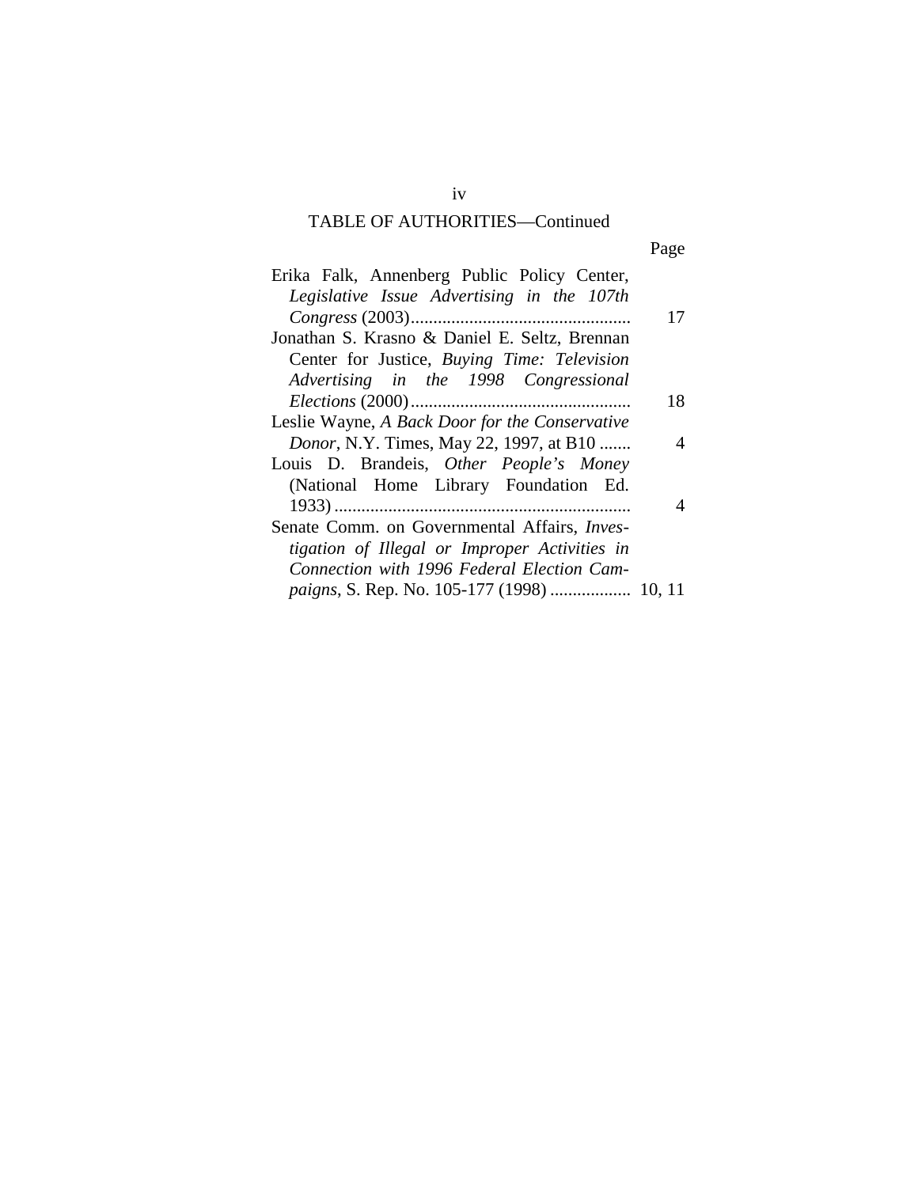TABLE OF AUTHORITIES—Continued

| | Page |
|---|---|
| Erika Falk, Annenberg Public Policy Center, *Legislative Issue Advertising in the 107th Congress* (2003)................................................ | 17 |
| Jonathan S. Krasno & Daniel E. Seltz, Brennan Center for Justice, *Buying Time: Television Advertising in the 1998 Congressional Elections* (2000)................................................ | 18 |
| Leslie Wayne, *A Back Door for the Conservative Donor*, N.Y. Times, May 22, 1997, at B10 ....... | 4 |
| Louis D. Brandeis, *Other People's Money* (National Home Library Foundation Ed. 1933) ................................................................ | 4 |
| Senate Comm. on Governmental Affairs, *Investigation of Illegal or Improper Activities in Connection with 1996 Federal Election Campaigns*, S. Rep. No. 105-177 (1998) .................. | 10, 11 |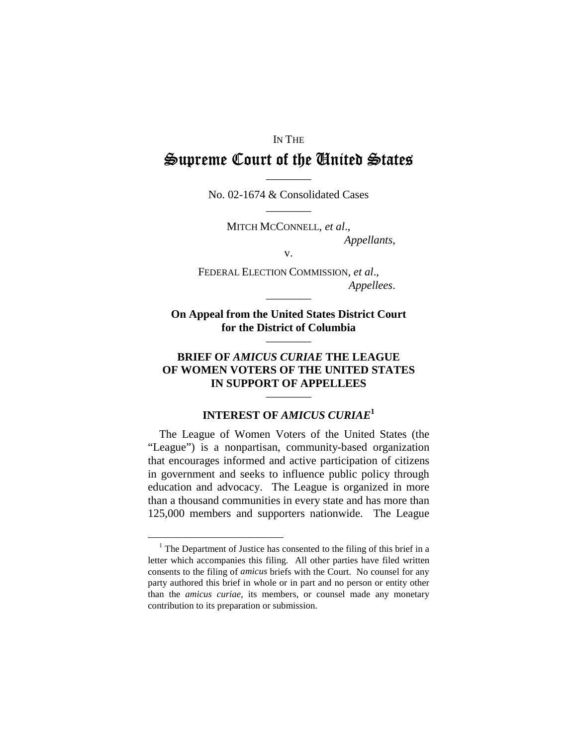IN THE

# Supreme Court of the United States

---

No. 02-1674 & Consolidated Cases

---

MITCH MCCONNELL, *et al*.,
*Appellants*,

v.

FEDERAL ELECTION COMMISSION, *et al*.,
*Appellees*.

---

**On Appeal from the United States District Court for the District of Columbia**

---

## BRIEF OF *AMICUS CURIAE* THE LEAGUE OF WOMEN VOTERS OF THE UNITED STATES IN SUPPORT OF APPELLEES

---

## INTEREST OF *AMICUS CURIAE*[1]

The League of Women Voters of the United States (the "League") is a nonpartisan, community-based organization that encourages informed and active participation of citizens in government and seeks to influence public policy through education and advocacy. The League is organized in more than a thousand communities in every state and has more than 125,000 members and supporters nationwide. The League

[1] The Department of Justice has consented to the filing of this brief in a letter which accompanies this filing. All other parties have filed written consents to the filing of *amicus* briefs with the Court. No counsel for any party authored this brief in whole or in part and no person or entity other than the *amicus curiae*, its members, or counsel made any monetary contribution to its preparation or submission.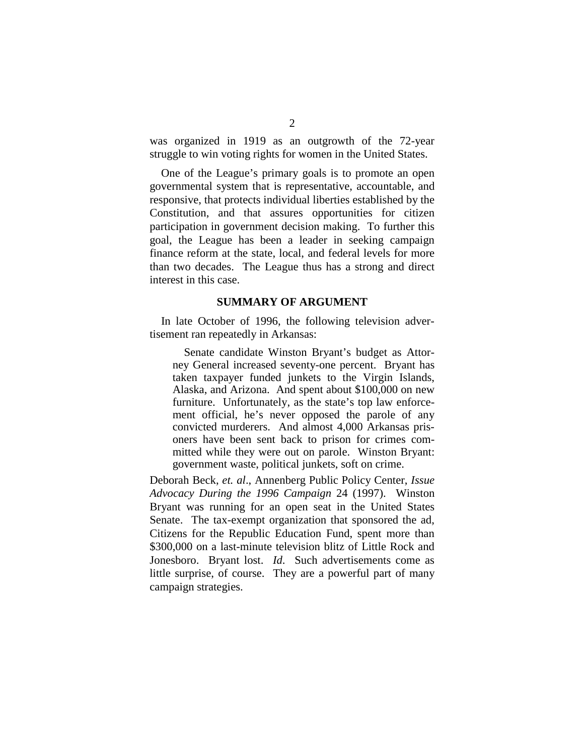was organized in 1919 as an outgrowth of the 72-year struggle to win voting rights for women in the United States.

One of the League's primary goals is to promote an open governmental system that is representative, accountable, and responsive, that protects individual liberties established by the Constitution, and that assures opportunities for citizen participation in government decision making. To further this goal, the League has been a leader in seeking campaign finance reform at the state, local, and federal levels for more than two decades. The League thus has a strong and direct interest in this case.

## SUMMARY OF ARGUMENT

In late October of 1996, the following television advertisement ran repeatedly in Arkansas:

> Senate candidate Winston Bryant's budget as Attorney General increased seventy-one percent. Bryant has taken taxpayer funded junkets to the Virgin Islands, Alaska, and Arizona. And spent about $100,000 on new furniture. Unfortunately, as the state's top law enforcement official, he's never opposed the parole of any convicted murderers. And almost 4,000 Arkansas prisoners have been sent back to prison for crimes committed while they were out on parole. Winston Bryant: government waste, political junkets, soft on crime.

Deborah Beck, *et. al*., Annenberg Public Policy Center, *Issue Advocacy During the 1996 Campaign* 24 (1997). Winston Bryant was running for an open seat in the United States Senate. The tax-exempt organization that sponsored the ad, Citizens for the Republic Education Fund, spent more than $300,000 on a last-minute television blitz of Little Rock and Jonesboro. Bryant lost. *Id*. Such advertisements come as little surprise, of course. They are a powerful part of many campaign strategies.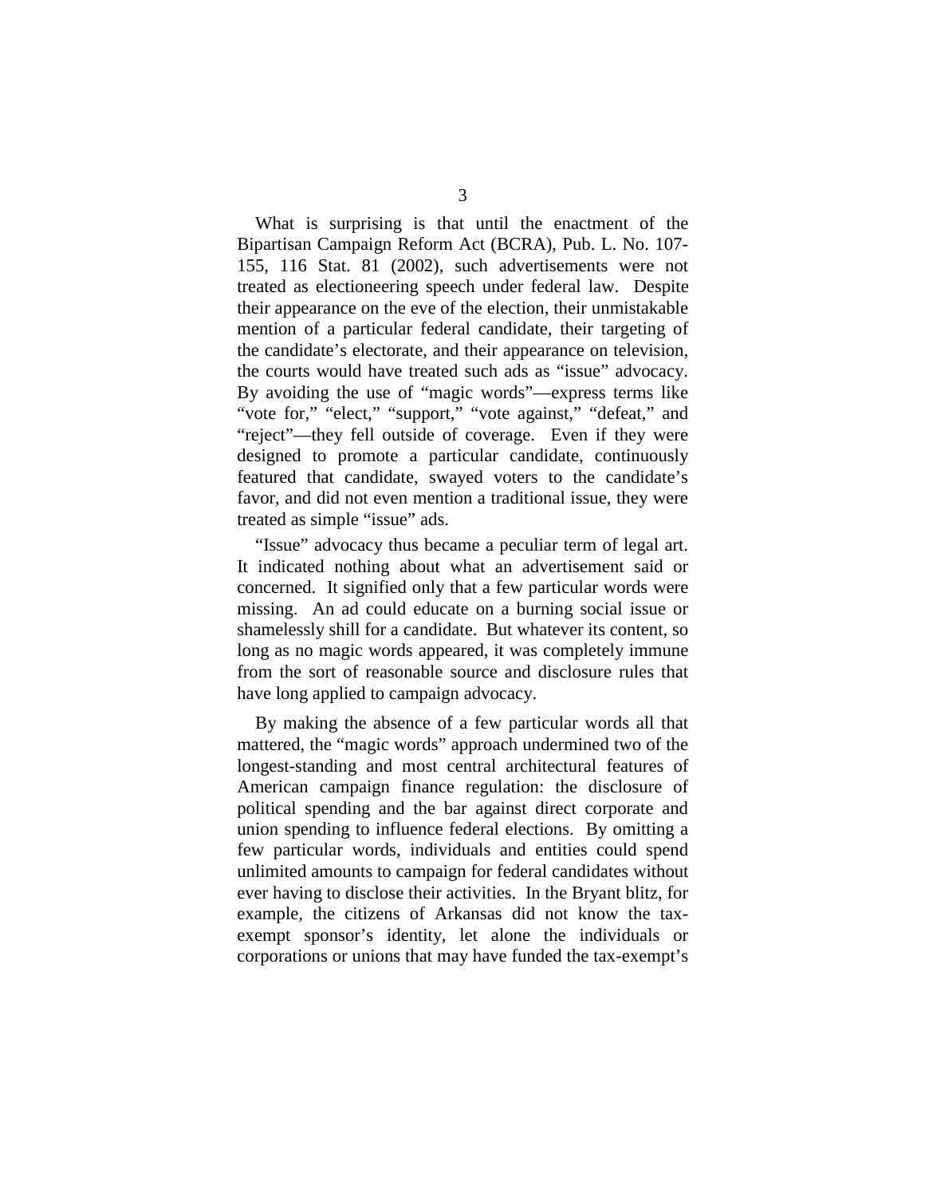What is surprising is that until the enactment of the Bipartisan Campaign Reform Act (BCRA), Pub. L. No. 107-155, 116 Stat. 81 (2002), such advertisements were not treated as electioneering speech under federal law. Despite their appearance on the eve of the election, their unmistakable mention of a particular federal candidate, their targeting of the candidate's electorate, and their appearance on television, the courts would have treated such ads as "issue" advocacy. By avoiding the use of "magic words"—express terms like "vote for," "elect," "support," "vote against," "defeat," and "reject"—they fell outside of coverage. Even if they were designed to promote a particular candidate, continuously featured that candidate, swayed voters to the candidate's favor, and did not even mention a traditional issue, they were treated as simple "issue" ads.

"Issue" advocacy thus became a peculiar term of legal art. It indicated nothing about what an advertisement said or concerned. It signified only that a few particular words were missing. An ad could educate on a burning social issue or shamelessly shill for a candidate. But whatever its content, so long as no magic words appeared, it was completely immune from the sort of reasonable source and disclosure rules that have long applied to campaign advocacy.

By making the absence of a few particular words all that mattered, the "magic words" approach undermined two of the longest-standing and most central architectural features of American campaign finance regulation: the disclosure of political spending and the bar against direct corporate and union spending to influence federal elections. By omitting a few particular words, individuals and entities could spend unlimited amounts to campaign for federal candidates without ever having to disclose their activities. In the Bryant blitz, for example, the citizens of Arkansas did not know the tax-exempt sponsor's identity, let alone the individuals or corporations or unions that may have funded the tax-exempt's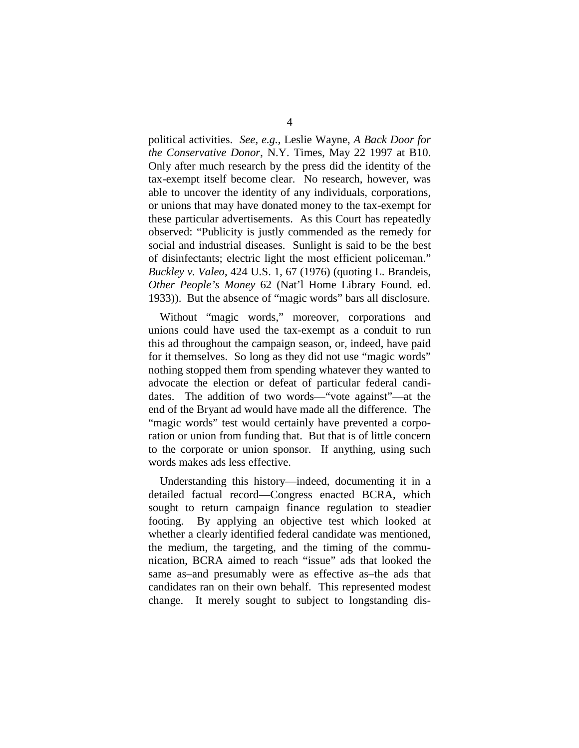political activities. *See, e.g.*, Leslie Wayne, *A Back Door for the Conservative Donor*, N.Y. Times, May 22 1997 at B10. Only after much research by the press did the identity of the tax-exempt itself become clear. No research, however, was able to uncover the identity of any individuals, corporations, or unions that may have donated money to the tax-exempt for these particular advertisements. As this Court has repeatedly observed: "Publicity is justly commended as the remedy for social and industrial diseases. Sunlight is said to be the best of disinfectants; electric light the most efficient policeman." *Buckley v. Valeo*, 424 U.S. 1, 67 (1976) (quoting L. Brandeis, *Other People's Money* 62 (Nat'l Home Library Found. ed. 1933)). But the absence of "magic words" bars all disclosure.

Without "magic words," moreover, corporations and unions could have used the tax-exempt as a conduit to run this ad throughout the campaign season, or, indeed, have paid for it themselves. So long as they did not use "magic words" nothing stopped them from spending whatever they wanted to advocate the election or defeat of particular federal candidates. The addition of two words—"vote against"—at the end of the Bryant ad would have made all the difference. The "magic words" test would certainly have prevented a corporation or union from funding that. But that is of little concern to the corporate or union sponsor. If anything, using such words makes ads less effective.

Understanding this history—indeed, documenting it in a detailed factual record—Congress enacted BCRA, which sought to return campaign finance regulation to steadier footing. By applying an objective test which looked at whether a clearly identified federal candidate was mentioned, the medium, the targeting, and the timing of the communication, BCRA aimed to reach "issue" ads that looked the same as–and presumably were as effective as–the ads that candidates ran on their own behalf. This represented modest change. It merely sought to subject to longstanding dis-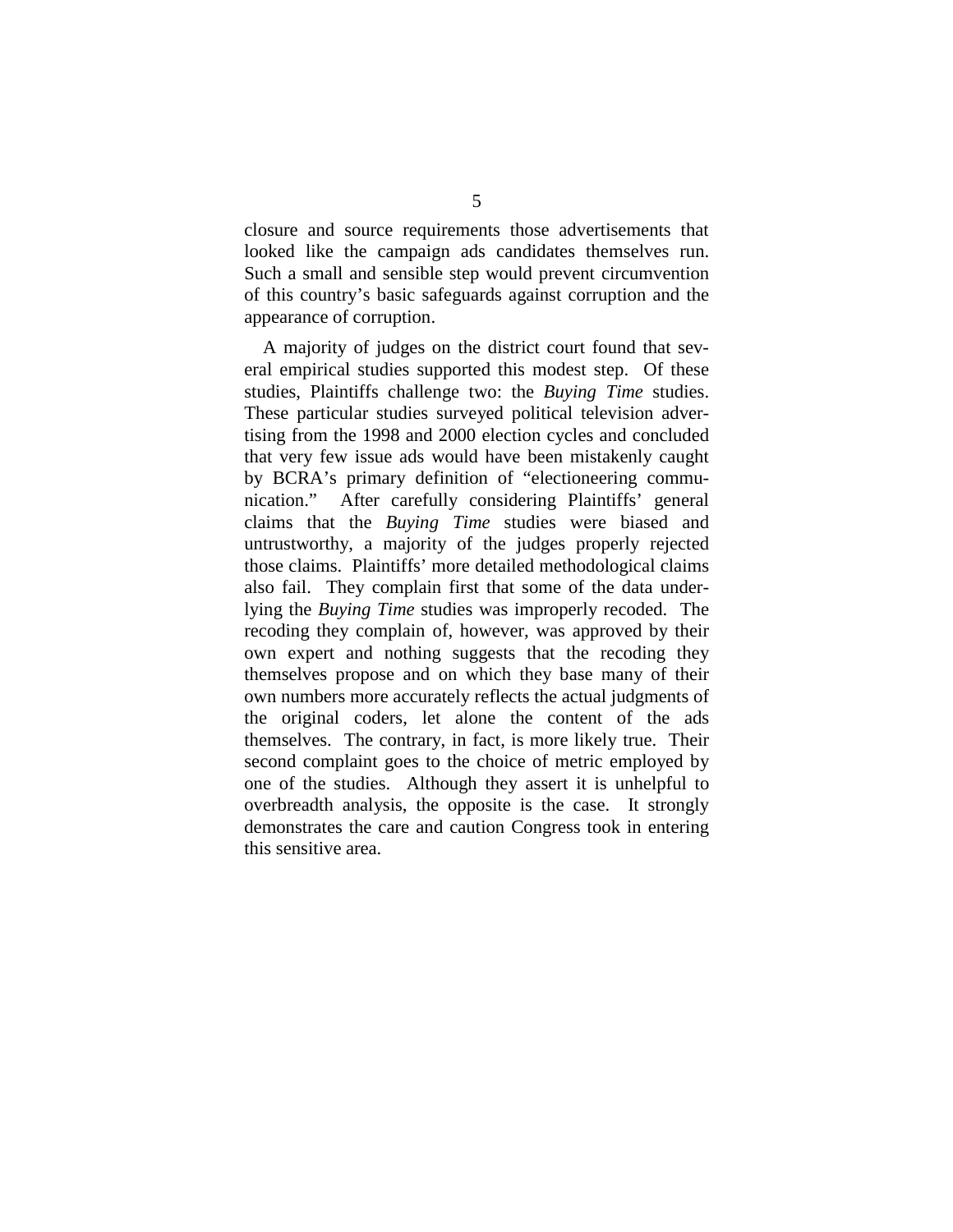closure and source requirements those advertisements that looked like the campaign ads candidates themselves run. Such a small and sensible step would prevent circumvention of this country's basic safeguards against corruption and the appearance of corruption.

A majority of judges on the district court found that several empirical studies supported this modest step. Of these studies, Plaintiffs challenge two: the *Buying Time* studies. These particular studies surveyed political television advertising from the 1998 and 2000 election cycles and concluded that very few issue ads would have been mistakenly caught by BCRA's primary definition of "electioneering communication." After carefully considering Plaintiffs' general claims that the *Buying Time* studies were biased and untrustworthy, a majority of the judges properly rejected those claims. Plaintiffs' more detailed methodological claims also fail. They complain first that some of the data underlying the *Buying Time* studies was improperly recoded. The recoding they complain of, however, was approved by their own expert and nothing suggests that the recoding they themselves propose and on which they base many of their own numbers more accurately reflects the actual judgments of the original coders, let alone the content of the ads themselves. The contrary, in fact, is more likely true. Their second complaint goes to the choice of metric employed by one of the studies. Although they assert it is unhelpful to overbreadth analysis, the opposite is the case. It strongly demonstrates the care and caution Congress took in entering this sensitive area.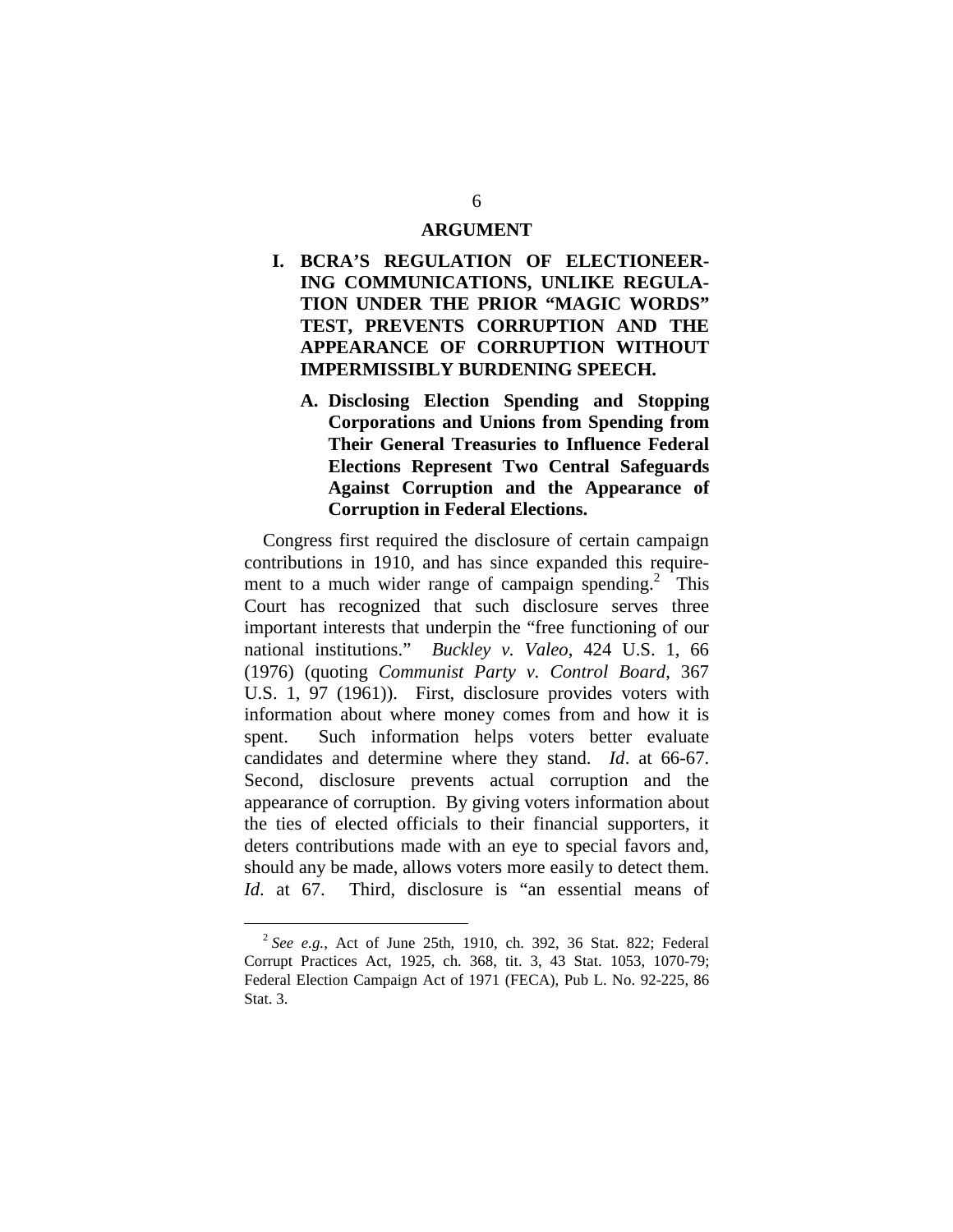## ARGUMENT

### I. BCRA'S REGULATION OF ELECTIONEERING COMMUNICATIONS, UNLIKE REGULATION UNDER THE PRIOR "MAGIC WORDS" TEST, PREVENTS CORRUPTION AND THE APPEARANCE OF CORRUPTION WITHOUT IMPERMISSIBLY BURDENING SPEECH.

#### A. Disclosing Election Spending and Stopping Corporations and Unions from Spending from Their General Treasuries to Influence Federal Elections Represent Two Central Safeguards Against Corruption and the Appearance of Corruption in Federal Elections.

Congress first required the disclosure of certain campaign contributions in 1910, and has since expanded this requirement to a much wider range of campaign spending.[2] This Court has recognized that such disclosure serves three important interests that underpin the "free functioning of our national institutions." *Buckley v. Valeo*, 424 U.S. 1, 66 (1976) (quoting *Communist Party v. Control Board*, 367 U.S. 1, 97 (1961)). First, disclosure provides voters with information about where money comes from and how it is spent. Such information helps voters better evaluate candidates and determine where they stand. *Id*. at 66-67. Second, disclosure prevents actual corruption and the appearance of corruption. By giving voters information about the ties of elected officials to their financial supporters, it deters contributions made with an eye to special favors and, should any be made, allows voters more easily to detect them. *Id*. at 67. Third, disclosure is "an essential means of

---

[2] *See e.g.*, Act of June 25th, 1910, ch. 392, 36 Stat. 822; Federal Corrupt Practices Act, 1925, ch. 368, tit. 3, 43 Stat. 1053, 1070-79; Federal Election Campaign Act of 1971 (FECA), Pub L. No. 92-225, 86 Stat. 3.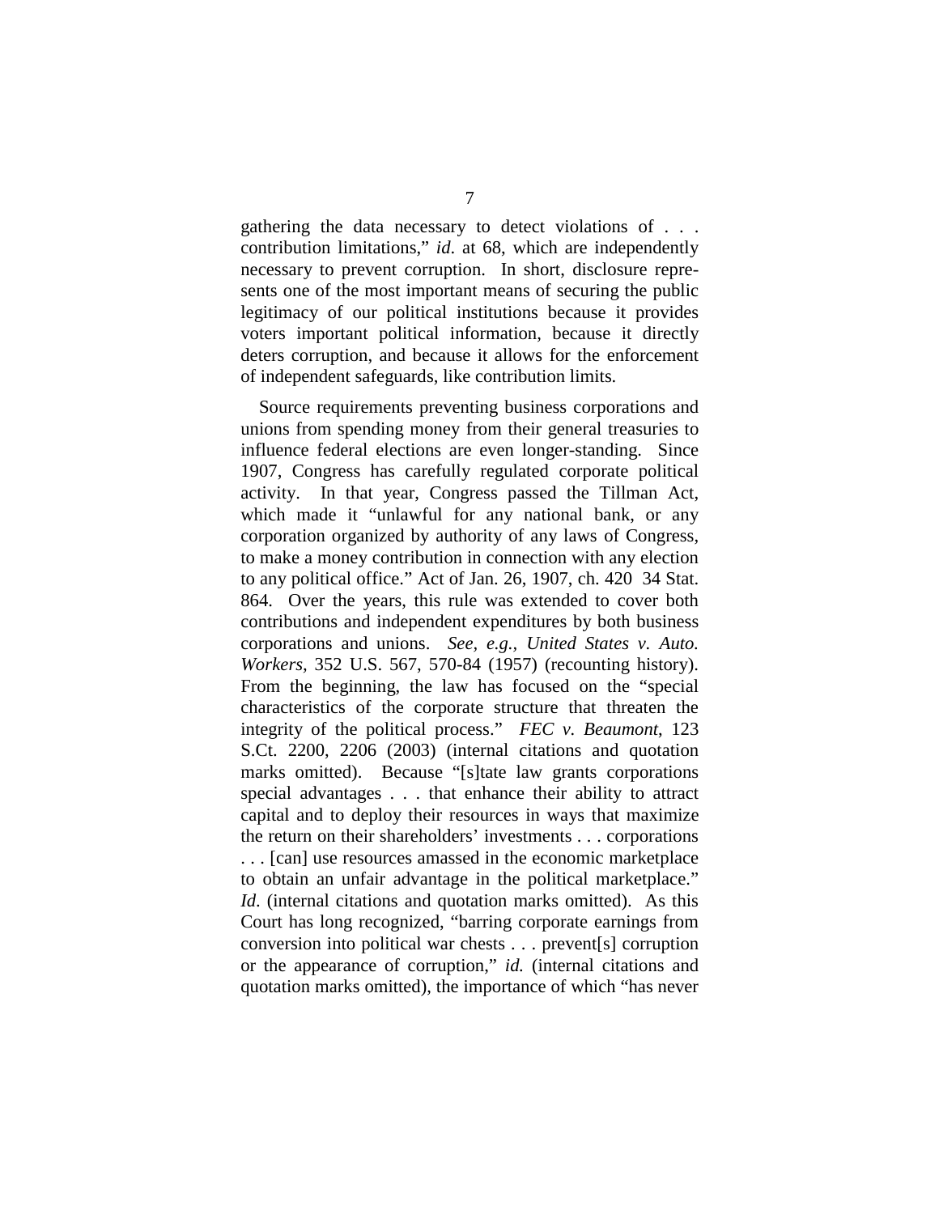gathering the data necessary to detect violations of . . . contribution limitations," *id*. at 68, which are independently necessary to prevent corruption. In short, disclosure represents one of the most important means of securing the public legitimacy of our political institutions because it provides voters important political information, because it directly deters corruption, and because it allows for the enforcement of independent safeguards, like contribution limits.

Source requirements preventing business corporations and unions from spending money from their general treasuries to influence federal elections are even longer-standing. Since 1907, Congress has carefully regulated corporate political activity. In that year, Congress passed the Tillman Act, which made it "unlawful for any national bank, or any corporation organized by authority of any laws of Congress, to make a money contribution in connection with any election to any political office." Act of Jan. 26, 1907, ch. 420 34 Stat. 864. Over the years, this rule was extended to cover both contributions and independent expenditures by both business corporations and unions. *See, e.g.*, *United States v. Auto. Workers*, 352 U.S. 567, 570-84 (1957) (recounting history). From the beginning, the law has focused on the "special characteristics of the corporate structure that threaten the integrity of the political process." *FEC v. Beaumont*, 123 S.Ct. 2200, 2206 (2003) (internal citations and quotation marks omitted). Because "[s]tate law grants corporations special advantages . . . that enhance their ability to attract capital and to deploy their resources in ways that maximize the return on their shareholders' investments . . . corporations . . . [can] use resources amassed in the economic marketplace to obtain an unfair advantage in the political marketplace." *Id*. (internal citations and quotation marks omitted). As this Court has long recognized, "barring corporate earnings from conversion into political war chests . . . prevent[s] corruption or the appearance of corruption," *id.* (internal citations and quotation marks omitted), the importance of which "has never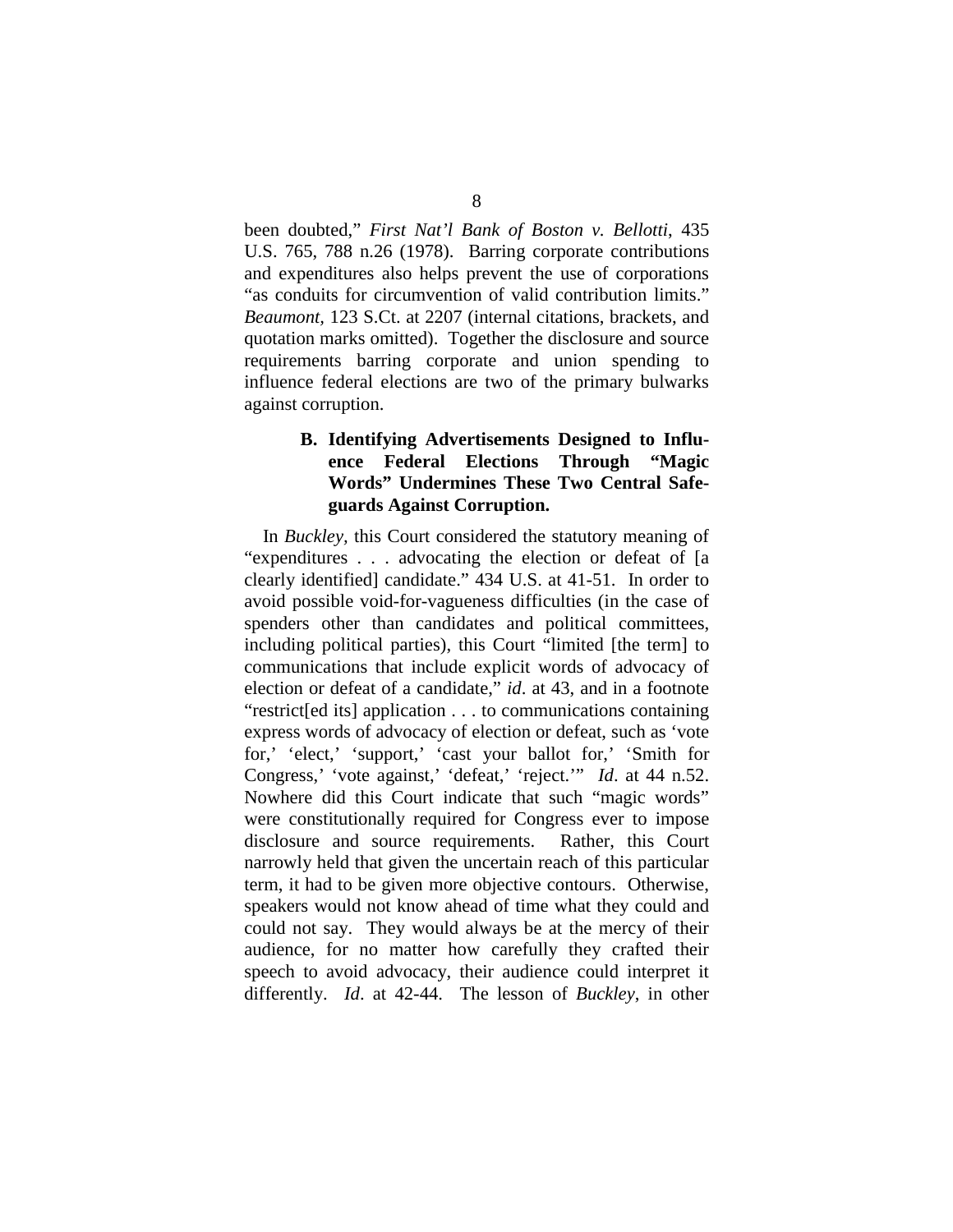been doubted," *First Nat'l Bank of Boston v. Bellotti*, 435 U.S. 765, 788 n.26 (1978). Barring corporate contributions and expenditures also helps prevent the use of corporations "as conduits for circumvention of valid contribution limits." *Beaumont*, 123 S.Ct. at 2207 (internal citations, brackets, and quotation marks omitted). Together the disclosure and source requirements barring corporate and union spending to influence federal elections are two of the primary bulwarks against corruption.

### B. Identifying Advertisements Designed to Influence Federal Elections Through "Magic Words" Undermines These Two Central Safeguards Against Corruption.

In *Buckley*, this Court considered the statutory meaning of "expenditures . . . advocating the election or defeat of [a clearly identified] candidate." 434 U.S. at 41-51. In order to avoid possible void-for-vagueness difficulties (in the case of spenders other than candidates and political committees, including political parties), this Court "limited [the term] to communications that include explicit words of advocacy of election or defeat of a candidate," *id*. at 43, and in a footnote "restrict[ed its] application . . . to communications containing express words of advocacy of election or defeat, such as 'vote for,' 'elect,' 'support,' 'cast your ballot for,' 'Smith for Congress,' 'vote against,' 'defeat,' 'reject.'" *Id*. at 44 n.52. Nowhere did this Court indicate that such "magic words" were constitutionally required for Congress ever to impose disclosure and source requirements. Rather, this Court narrowly held that given the uncertain reach of this particular term, it had to be given more objective contours. Otherwise, speakers would not know ahead of time what they could and could not say. They would always be at the mercy of their audience, for no matter how carefully they crafted their speech to avoid advocacy, their audience could interpret it differently. *Id*. at 42-44. The lesson of *Buckley*, in other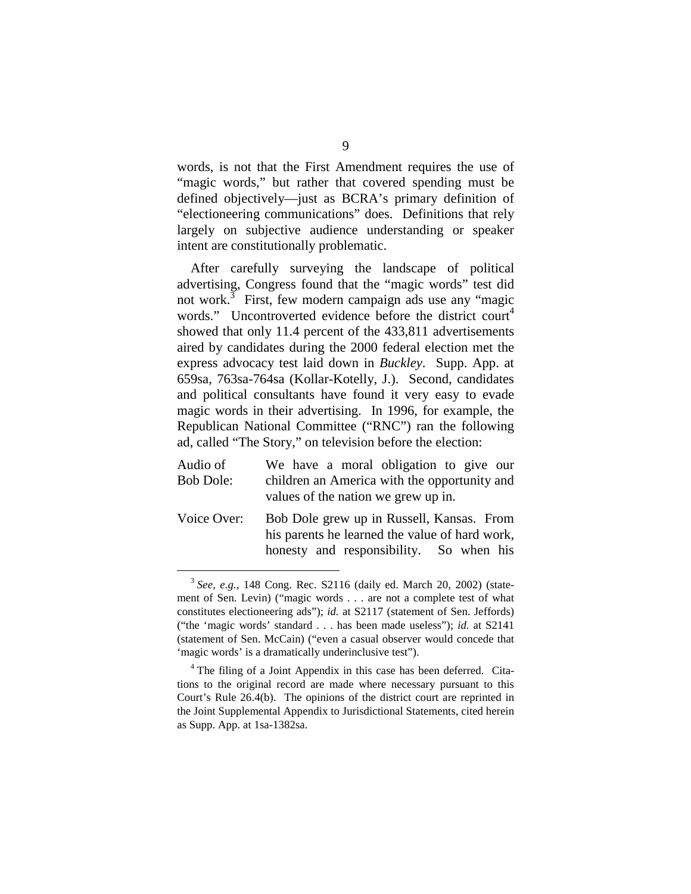words, is not that the First Amendment requires the use of "magic words," but rather that covered spending must be defined objectively—just as BCRA's primary definition of "electioneering communications" does. Definitions that rely largely on subjective audience understanding or speaker intent are constitutionally problematic.

After carefully surveying the landscape of political advertising, Congress found that the "magic words" test did not work.[3] First, few modern campaign ads use any "magic words." Uncontroverted evidence before the district court[4] showed that only 11.4 percent of the 433,811 advertisements aired by candidates during the 2000 federal election met the express advocacy test laid down in *Buckley*. Supp. App. at 659sa, 763sa-764sa (Kollar-Kotelly, J.). Second, candidates and political consultants have found it very easy to evade magic words in their advertising. In 1996, for example, the Republican National Committee ("RNC") ran the following ad, called "The Story," on television before the election:

| | |
|---|---|
| Audio of Bob Dole: | We have a moral obligation to give our children an America with the opportunity and values of the nation we grew up in. |
| Voice Over: | Bob Dole grew up in Russell, Kansas. From his parents he learned the value of hard work, honesty and responsibility. So when his |

---

[3] *See, e.g.,* 148 Cong. Rec. S2116 (daily ed. March 20, 2002) (statement of Sen. Levin) ("magic words . . . are not a complete test of what constitutes electioneering ads"); *id.* at S2117 (statement of Sen. Jeffords) ("the 'magic words' standard . . . has been made useless"); *id.* at S2141 (statement of Sen. McCain) ("even a casual observer would concede that 'magic words' is a dramatically underinclusive test").

[4] The filing of a Joint Appendix in this case has been deferred. Citations to the original record are made where necessary pursuant to this Court's Rule 26.4(b). The opinions of the district court are reprinted in the Joint Supplemental Appendix to Jurisdictional Statements, cited herein as Supp. App. at 1sa-1382sa.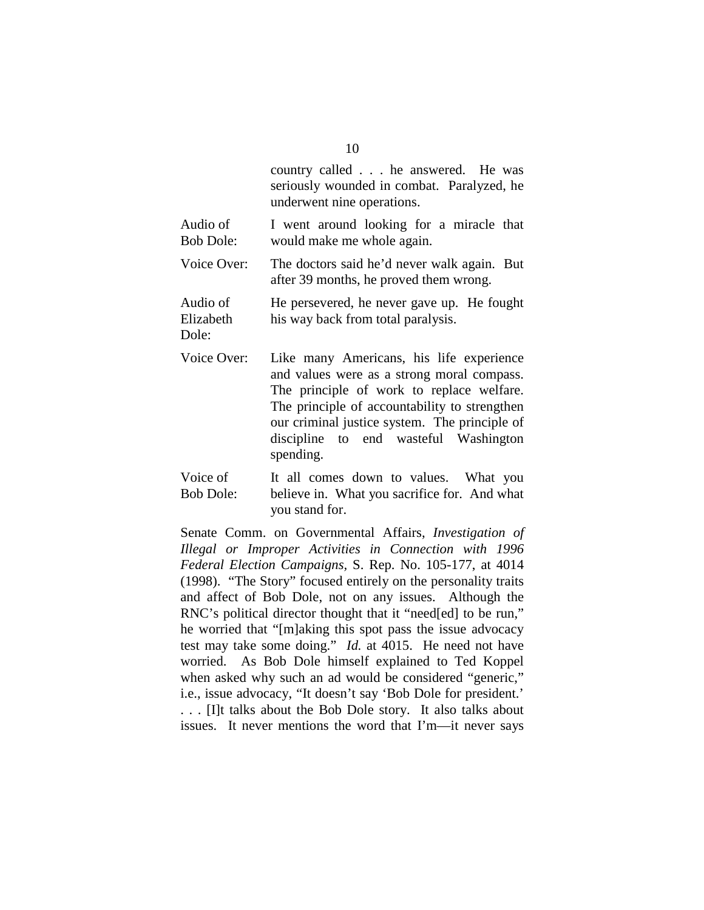| | |
|---|---|
| | country called . . . he answered. He was seriously wounded in combat. Paralyzed, he underwent nine operations. |
| Audio of Bob Dole: | I went around looking for a miracle that would make me whole again. |
| Voice Over: | The doctors said he'd never walk again. But after 39 months, he proved them wrong. |
| Audio of Elizabeth Dole: | He persevered, he never gave up. He fought his way back from total paralysis. |
| Voice Over: | Like many Americans, his life experience and values were as a strong moral compass. The principle of work to replace welfare. The principle of accountability to strengthen our criminal justice system. The principle of discipline to end wasteful Washington spending. |
| Voice of Bob Dole: | It all comes down to values. What you believe in. What you sacrifice for. And what you stand for. |

Senate Comm. on Governmental Affairs, *Investigation of Illegal or Improper Activities in Connection with 1996 Federal Election Campaigns*, S. Rep. No. 105-177, at 4014 (1998). "The Story" focused entirely on the personality traits and affect of Bob Dole, not on any issues. Although the RNC's political director thought that it "need[ed] to be run," he worried that "[m]aking this spot pass the issue advocacy test may take some doing." *Id.* at 4015. He need not have worried. As Bob Dole himself explained to Ted Koppel when asked why such an ad would be considered "generic," i.e., issue advocacy, "It doesn't say 'Bob Dole for president.' . . . [I]t talks about the Bob Dole story. It also talks about issues. It never mentions the word that I'm—it never says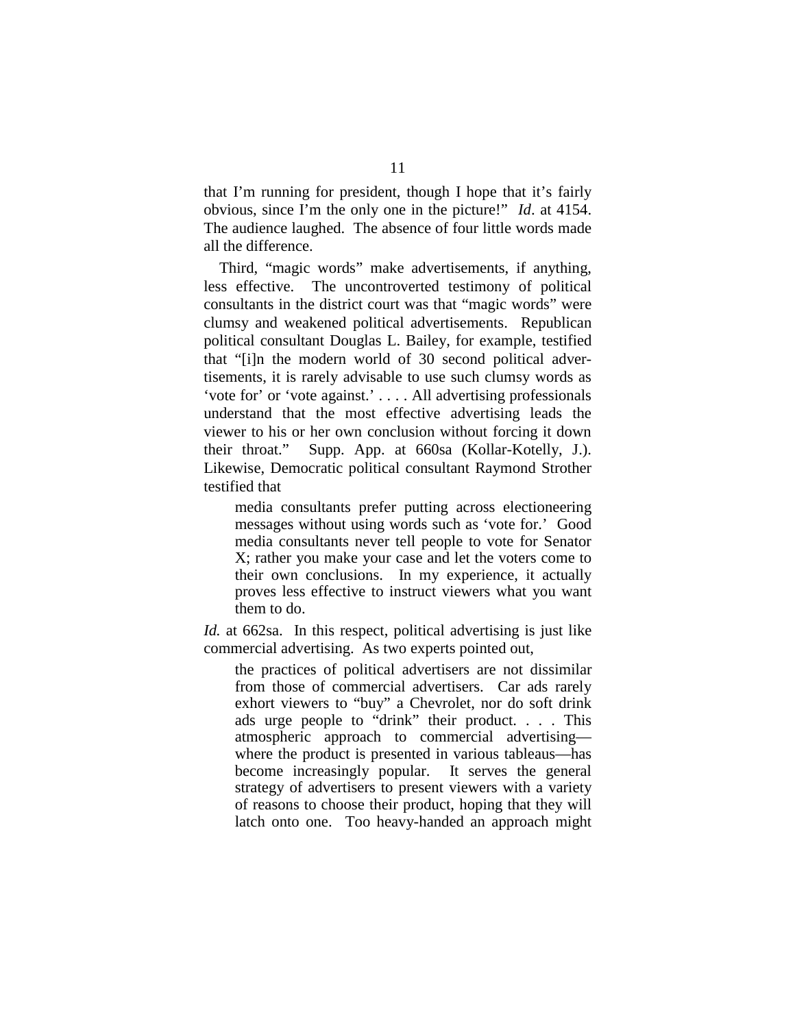that I'm running for president, though I hope that it's fairly obvious, since I'm the only one in the picture!" *Id*. at 4154. The audience laughed. The absence of four little words made all the difference.

Third, "magic words" make advertisements, if anything, less effective. The uncontroverted testimony of political consultants in the district court was that "magic words" were clumsy and weakened political advertisements. Republican political consultant Douglas L. Bailey, for example, testified that "[i]n the modern world of 30 second political advertisements, it is rarely advisable to use such clumsy words as 'vote for' or 'vote against.' . . . . All advertising professionals understand that the most effective advertising leads the viewer to his or her own conclusion without forcing it down their throat." Supp. App. at 660sa (Kollar-Kotelly, J.). Likewise, Democratic political consultant Raymond Strother testified that

> media consultants prefer putting across electioneering messages without using words such as 'vote for.' Good media consultants never tell people to vote for Senator X; rather you make your case and let the voters come to their own conclusions. In my experience, it actually proves less effective to instruct viewers what you want them to do.

*Id.* at 662sa. In this respect, political advertising is just like commercial advertising. As two experts pointed out,

> the practices of political advertisers are not dissimilar from those of commercial advertisers. Car ads rarely exhort viewers to "buy" a Chevrolet, nor do soft drink ads urge people to "drink" their product. . . . This atmospheric approach to commercial advertising—where the product is presented in various tableaus—has become increasingly popular. It serves the general strategy of advertisers to present viewers with a variety of reasons to choose their product, hoping that they will latch onto one. Too heavy-handed an approach might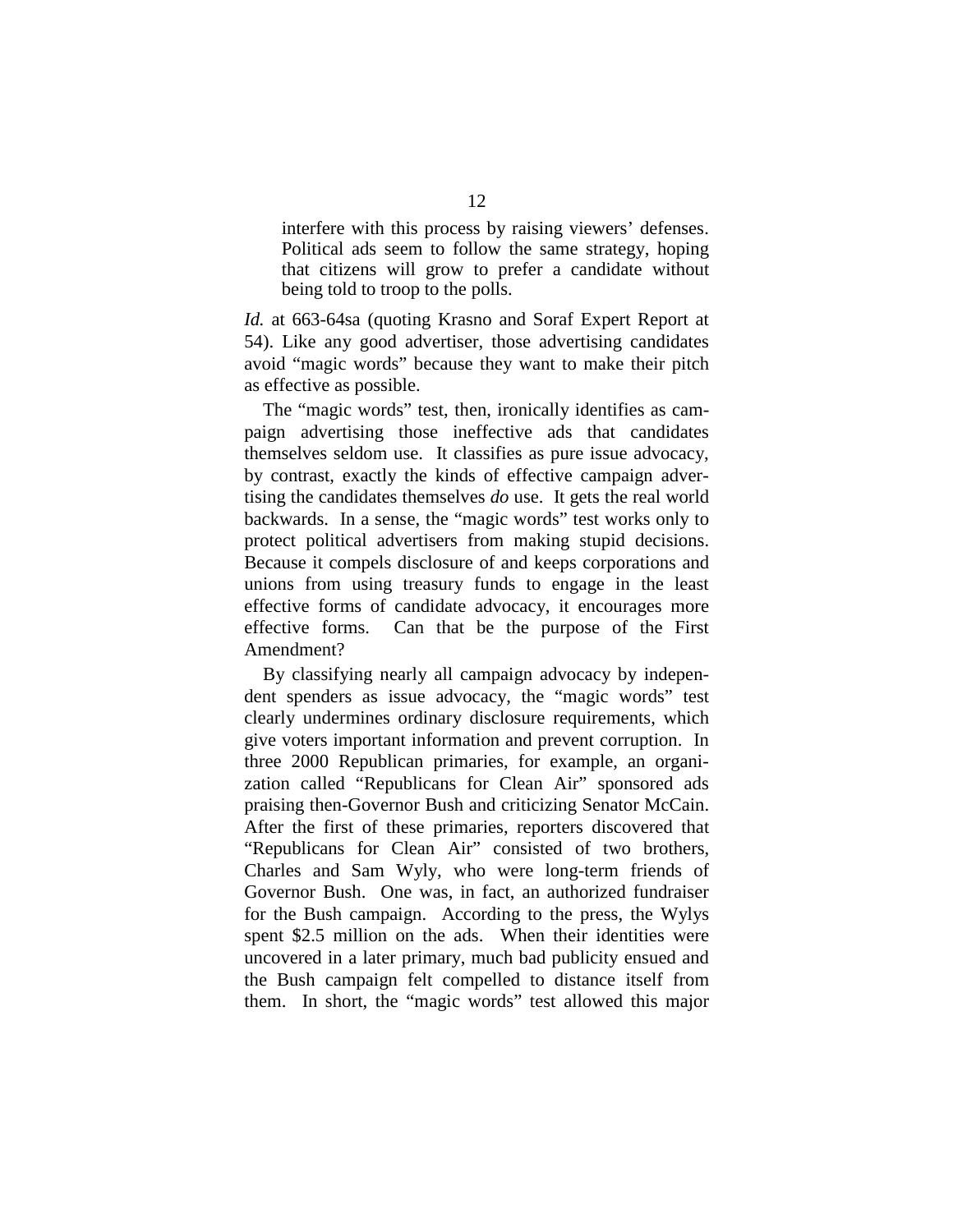> interfere with this process by raising viewers' defenses. Political ads seem to follow the same strategy, hoping that citizens will grow to prefer a candidate without being told to troop to the polls.

*Id.* at 663-64sa (quoting Krasno and Soraf Expert Report at 54). Like any good advertiser, those advertising candidates avoid "magic words" because they want to make their pitch as effective as possible.

The "magic words" test, then, ironically identifies as campaign advertising those ineffective ads that candidates themselves seldom use. It classifies as pure issue advocacy, by contrast, exactly the kinds of effective campaign advertising the candidates themselves *do* use. It gets the real world backwards. In a sense, the "magic words" test works only to protect political advertisers from making stupid decisions. Because it compels disclosure of and keeps corporations and unions from using treasury funds to engage in the least effective forms of candidate advocacy, it encourages more effective forms. Can that be the purpose of the First Amendment?

By classifying nearly all campaign advocacy by independent spenders as issue advocacy, the "magic words" test clearly undermines ordinary disclosure requirements, which give voters important information and prevent corruption. In three 2000 Republican primaries, for example, an organization called "Republicans for Clean Air" sponsored ads praising then-Governor Bush and criticizing Senator McCain. After the first of these primaries, reporters discovered that "Republicans for Clean Air" consisted of two brothers, Charles and Sam Wyly, who were long-term friends of Governor Bush. One was, in fact, an authorized fundraiser for the Bush campaign. According to the press, the Wylys spent $2.5 million on the ads. When their identities were uncovered in a later primary, much bad publicity ensued and the Bush campaign felt compelled to distance itself from them. In short, the "magic words" test allowed this major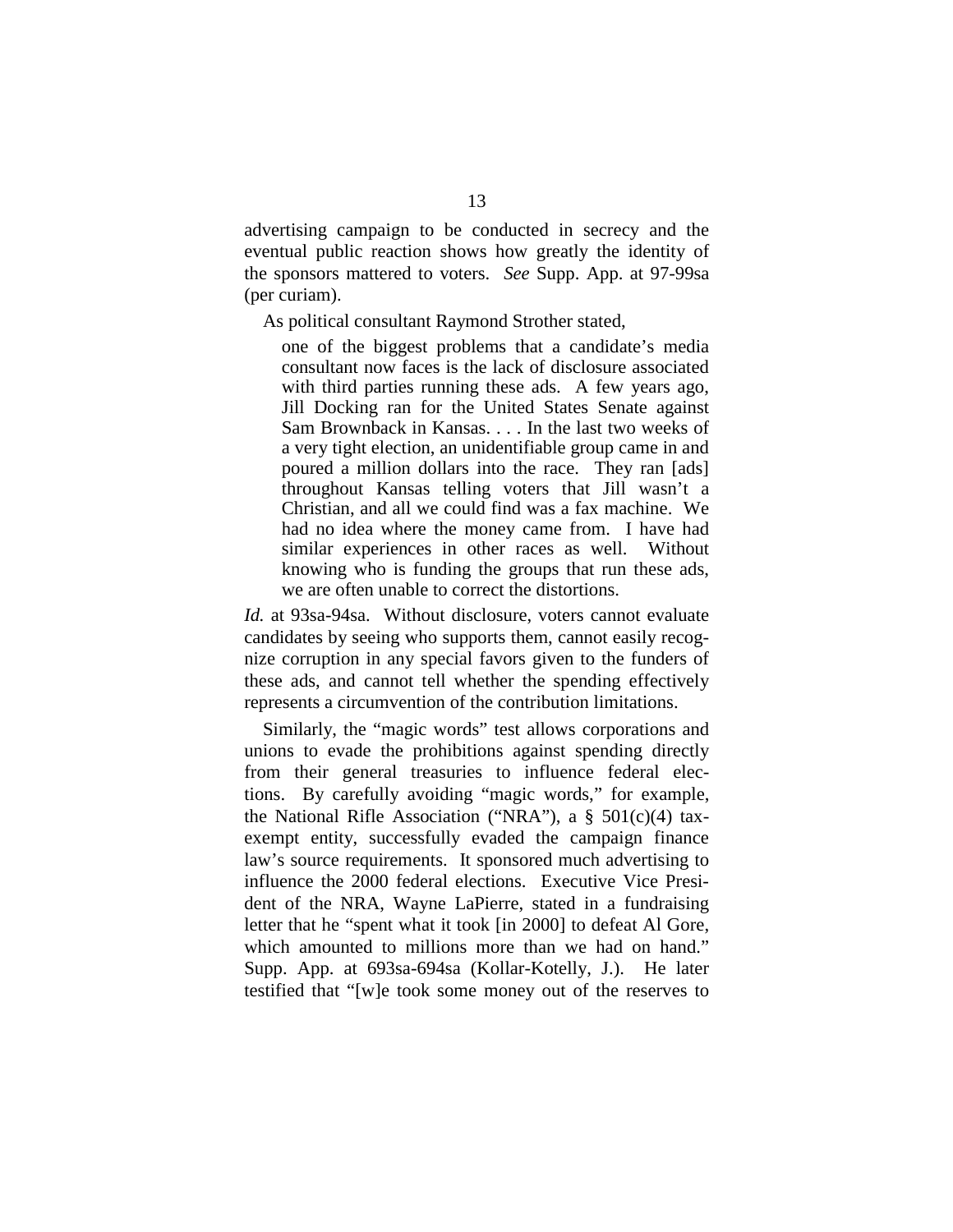advertising campaign to be conducted in secrecy and the eventual public reaction shows how greatly the identity of the sponsors mattered to voters. *See* Supp. App. at 97-99sa (per curiam).

As political consultant Raymond Strother stated,

> one of the biggest problems that a candidate's media consultant now faces is the lack of disclosure associated with third parties running these ads. A few years ago, Jill Docking ran for the United States Senate against Sam Brownback in Kansas. . . . In the last two weeks of a very tight election, an unidentifiable group came in and poured a million dollars into the race. They ran [ads] throughout Kansas telling voters that Jill wasn't a Christian, and all we could find was a fax machine. We had no idea where the money came from. I have had similar experiences in other races as well. Without knowing who is funding the groups that run these ads, we are often unable to correct the distortions.

*Id.* at 93sa-94sa. Without disclosure, voters cannot evaluate candidates by seeing who supports them, cannot easily recognize corruption in any special favors given to the funders of these ads, and cannot tell whether the spending effectively represents a circumvention of the contribution limitations.

Similarly, the "magic words" test allows corporations and unions to evade the prohibitions against spending directly from their general treasuries to influence federal elections. By carefully avoiding "magic words," for example, the National Rifle Association ("NRA"), a § 501(c)(4) tax-exempt entity, successfully evaded the campaign finance law's source requirements. It sponsored much advertising to influence the 2000 federal elections. Executive Vice President of the NRA, Wayne LaPierre, stated in a fundraising letter that he "spent what it took [in 2000] to defeat Al Gore, which amounted to millions more than we had on hand." Supp. App. at 693sa-694sa (Kollar-Kotelly, J.). He later testified that "[w]e took some money out of the reserves to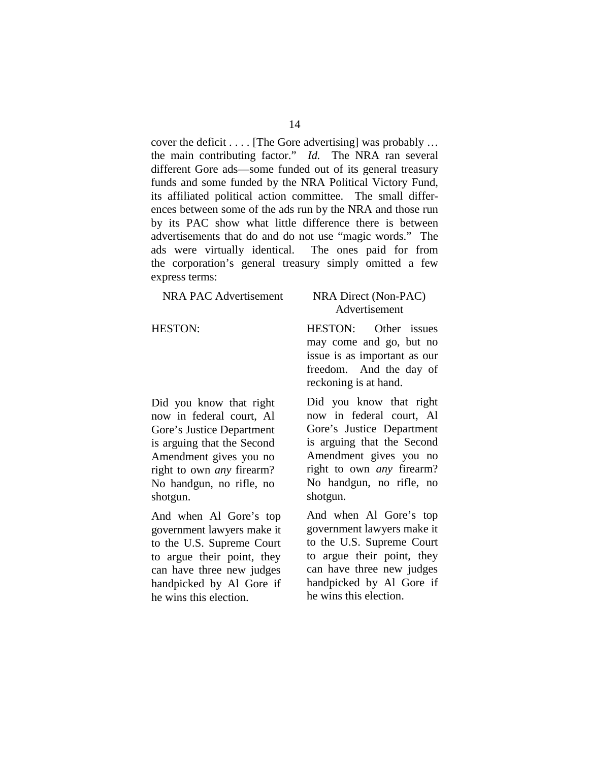cover the deficit . . . . [The Gore advertising] was probably … the main contributing factor." *Id.* The NRA ran several different Gore ads—some funded out of its general treasury funds and some funded by the NRA Political Victory Fund, its affiliated political action committee. The small differences between some of the ads run by the NRA and those run by its PAC show what little difference there is between advertisements that do and do not use "magic words." The ads were virtually identical. The ones paid for from the corporation's general treasury simply omitted a few express terms:

| NRA PAC Advertisement | NRA Direct (Non-PAC) Advertisement |
|---|---|
| HESTON: | HESTON: Other issues may come and go, but no issue is as important as our freedom. And the day of reckoning is at hand. |
| Did you know that right now in federal court, Al Gore's Justice Department is arguing that the Second Amendment gives you no right to own *any* firearm? No handgun, no rifle, no shotgun. | Did you know that right now in federal court, Al Gore's Justice Department is arguing that the Second Amendment gives you no right to own *any* firearm? No handgun, no rifle, no shotgun. |
| And when Al Gore's top government lawyers make it to the U.S. Supreme Court to argue their point, they can have three new judges handpicked by Al Gore if he wins this election. | And when Al Gore's top government lawyers make it to the U.S. Supreme Court to argue their point, they can have three new judges handpicked by Al Gore if he wins this election. |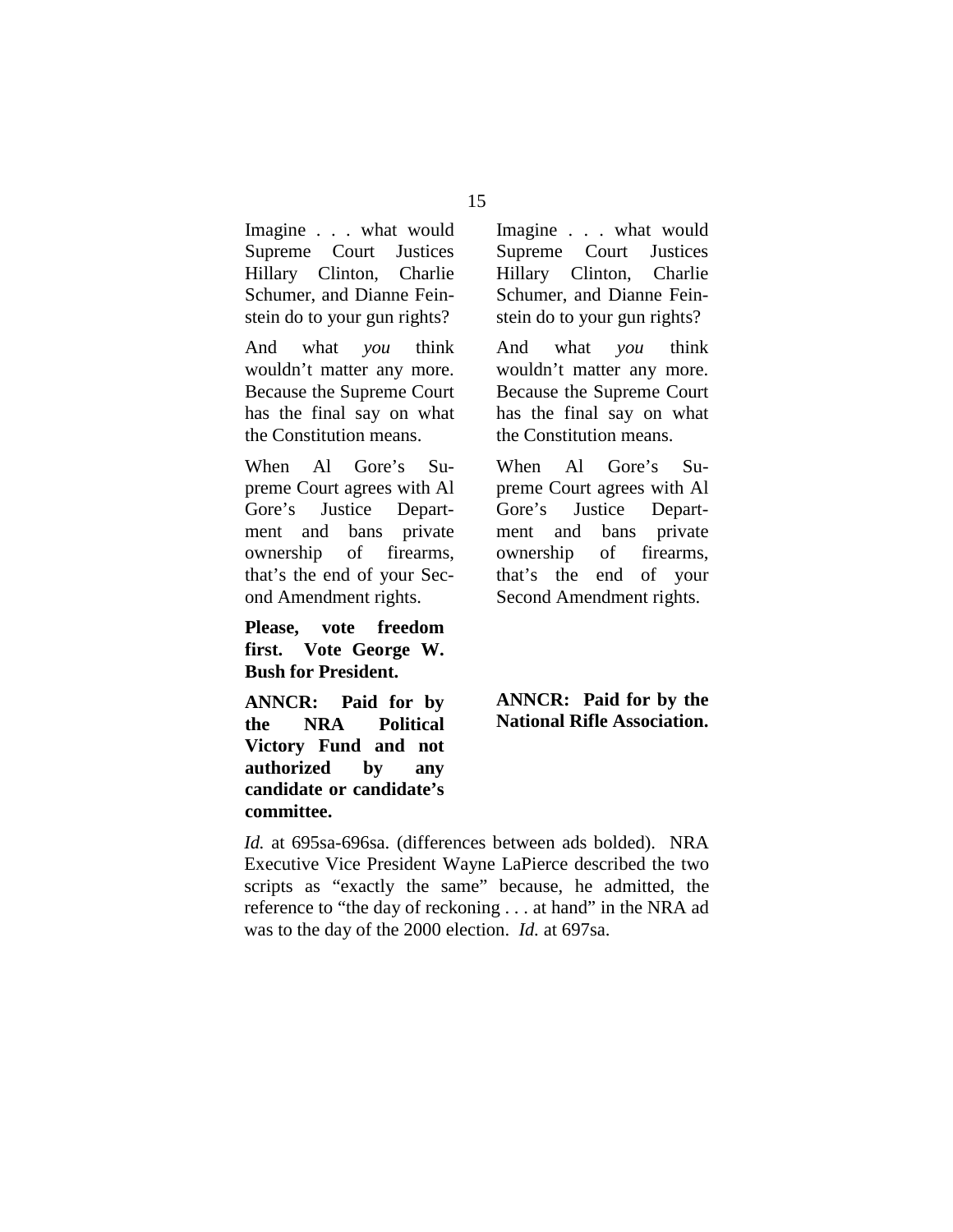| | |
|---|---|
| Imagine . . . what would Supreme Court Justices Hillary Clinton, Charlie Schumer, and Dianne Feinstein do to your gun rights? | Imagine . . . what would Supreme Court Justices Hillary Clinton, Charlie Schumer, and Dianne Feinstein do to your gun rights? |
| And what *you* think wouldn't matter any more. Because the Supreme Court has the final say on what the Constitution means. | And what *you* think wouldn't matter any more. Because the Supreme Court has the final say on what the Constitution means. |
| When Al Gore's Supreme Court agrees with Al Gore's Justice Department and bans private ownership of firearms, that's the end of your Second Amendment rights. | When Al Gore's Supreme Court agrees with Al Gore's Justice Department and bans private ownership of firearms, that's the end of your Second Amendment rights. |
| **Please, vote freedom first. Vote George W. Bush for President.** | |
| **ANNCR: Paid for by the NRA Political Victory Fund and not authorized by any candidate or candidate's committee.** | **ANNCR: Paid for by the National Rifle Association.** |

*Id.* at 695sa-696sa. (differences between ads bolded). NRA Executive Vice President Wayne LaPierce described the two scripts as "exactly the same" because, he admitted, the reference to "the day of reckoning . . . at hand" in the NRA ad was to the day of the 2000 election. *Id.* at 697sa.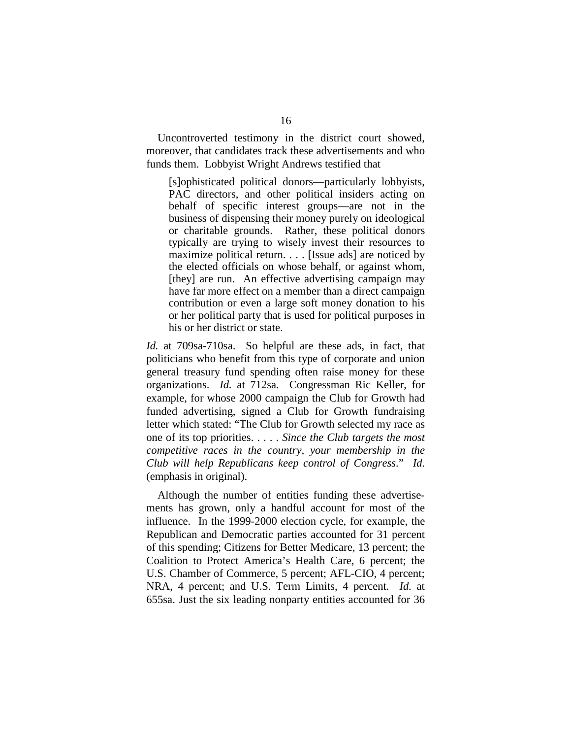Uncontroverted testimony in the district court showed, moreover, that candidates track these advertisements and who funds them. Lobbyist Wright Andrews testified that

> [s]ophisticated political donors—particularly lobbyists, PAC directors, and other political insiders acting on behalf of specific interest groups—are not in the business of dispensing their money purely on ideological or charitable grounds. Rather, these political donors typically are trying to wisely invest their resources to maximize political return. . . . [Issue ads] are noticed by the elected officials on whose behalf, or against whom, [they] are run. An effective advertising campaign may have far more effect on a member than a direct campaign contribution or even a large soft money donation to his or her political party that is used for political purposes in his or her district or state.

*Id.* at 709sa-710sa. So helpful are these ads, in fact, that politicians who benefit from this type of corporate and union general treasury fund spending often raise money for these organizations. *Id.* at 712sa. Congressman Ric Keller, for example, for whose 2000 campaign the Club for Growth had funded advertising, signed a Club for Growth fundraising letter which stated: "The Club for Growth selected my race as one of its top priorities. . . . . *Since the Club targets the most competitive races in the country, your membership in the Club will help Republicans keep control of Congress*." *Id.* (emphasis in original).

Although the number of entities funding these advertisements has grown, only a handful account for most of the influence. In the 1999-2000 election cycle, for example, the Republican and Democratic parties accounted for 31 percent of this spending; Citizens for Better Medicare, 13 percent; the Coalition to Protect America's Health Care, 6 percent; the U.S. Chamber of Commerce, 5 percent; AFL-CIO, 4 percent; NRA, 4 percent; and U.S. Term Limits, 4 percent. *Id.* at 655sa. Just the six leading nonparty entities accounted for 36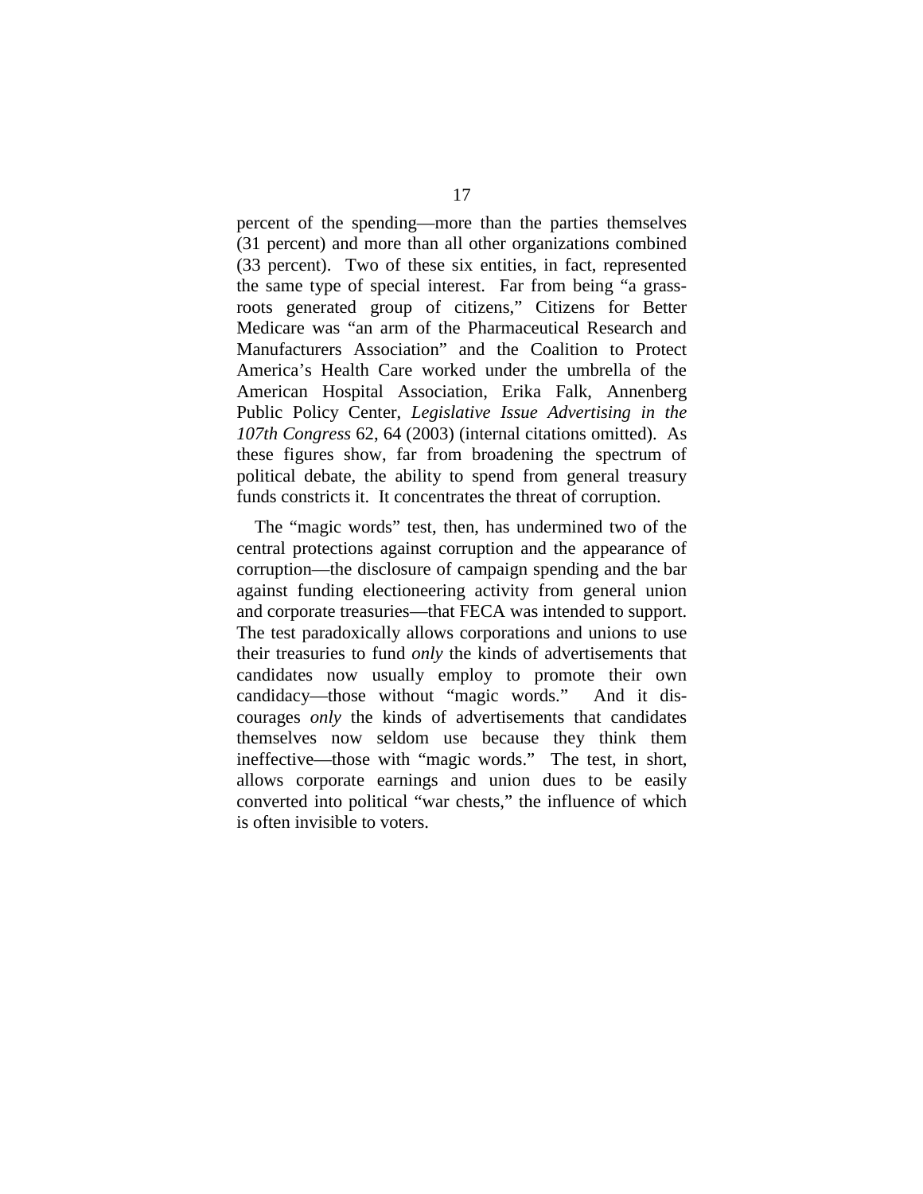percent of the spending—more than the parties themselves (31 percent) and more than all other organizations combined (33 percent). Two of these six entities, in fact, represented the same type of special interest. Far from being "a grass-roots generated group of citizens," Citizens for Better Medicare was "an arm of the Pharmaceutical Research and Manufacturers Association" and the Coalition to Protect America's Health Care worked under the umbrella of the American Hospital Association, Erika Falk, Annenberg Public Policy Center, *Legislative Issue Advertising in the 107th Congress* 62, 64 (2003) (internal citations omitted). As these figures show, far from broadening the spectrum of political debate, the ability to spend from general treasury funds constricts it. It concentrates the threat of corruption.

The "magic words" test, then, has undermined two of the central protections against corruption and the appearance of corruption—the disclosure of campaign spending and the bar against funding electioneering activity from general union and corporate treasuries—that FECA was intended to support. The test paradoxically allows corporations and unions to use their treasuries to fund *only* the kinds of advertisements that candidates now usually employ to promote their own candidacy—those without "magic words." And it discourages *only* the kinds of advertisements that candidates themselves now seldom use because they think them ineffective—those with "magic words." The test, in short, allows corporate earnings and union dues to be easily converted into political "war chests," the influence of which is often invisible to voters.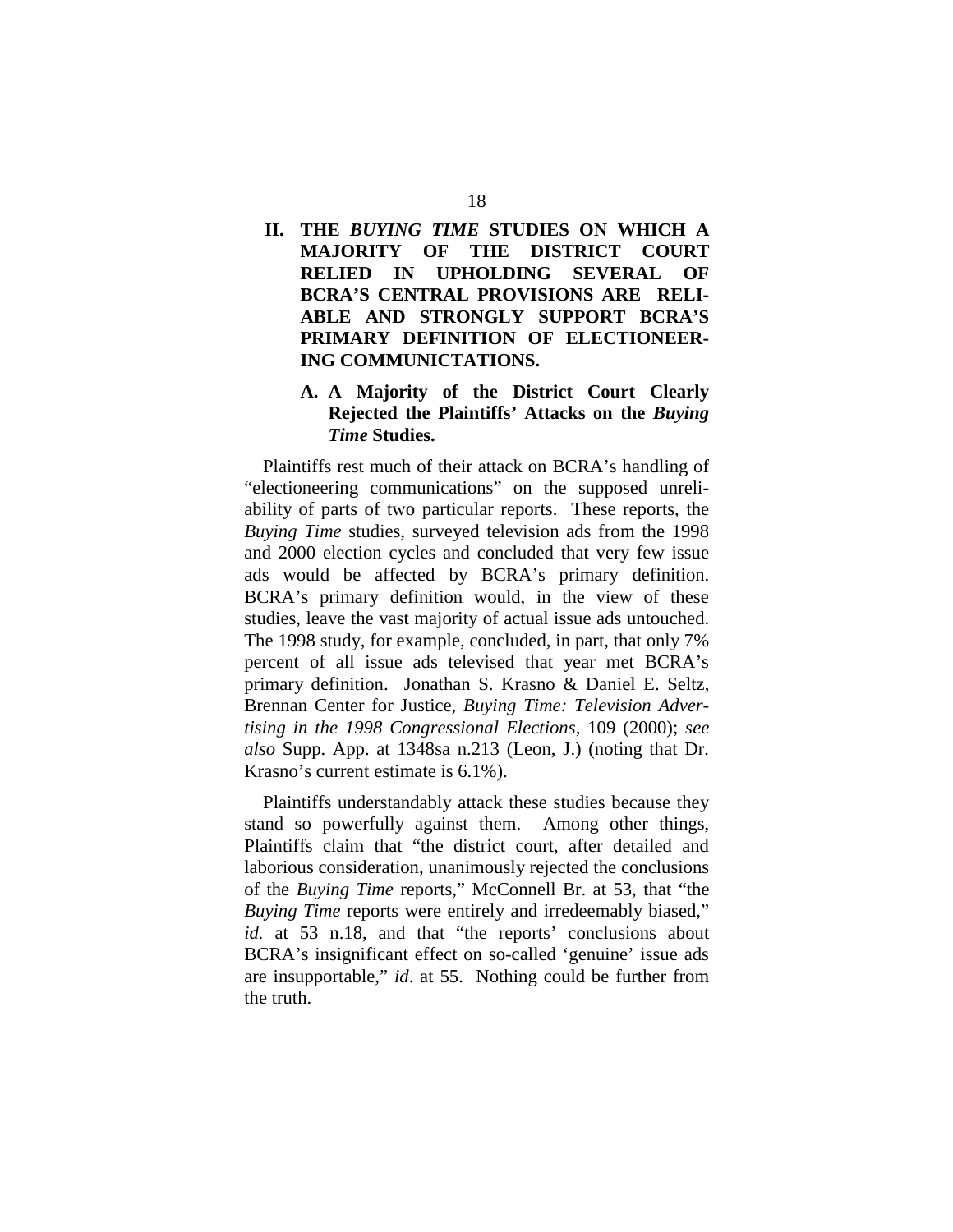## II. THE *BUYING TIME* STUDIES ON WHICH A MAJORITY OF THE DISTRICT COURT RELIED IN UPHOLDING SEVERAL OF BCRA'S CENTRAL PROVISIONS ARE RELIABLE AND STRONGLY SUPPORT BCRA'S PRIMARY DEFINITION OF ELECTIONEERING COMMUNICTATIONS.

### A. A Majority of the District Court Clearly Rejected the Plaintiffs' Attacks on the *Buying Time* Studies.

Plaintiffs rest much of their attack on BCRA's handling of "electioneering communications" on the supposed unreliability of parts of two particular reports. These reports, the *Buying Time* studies, surveyed television ads from the 1998 and 2000 election cycles and concluded that very few issue ads would be affected by BCRA's primary definition. BCRA's primary definition would, in the view of these studies, leave the vast majority of actual issue ads untouched. The 1998 study, for example, concluded, in part, that only 7% percent of all issue ads televised that year met BCRA's primary definition. Jonathan S. Krasno & Daniel E. Seltz, Brennan Center for Justice, *Buying Time: Television Advertising in the 1998 Congressional Elections*, 109 (2000); *see also* Supp. App. at 1348sa n.213 (Leon, J.) (noting that Dr. Krasno's current estimate is 6.1%).

Plaintiffs understandably attack these studies because they stand so powerfully against them. Among other things, Plaintiffs claim that "the district court, after detailed and laborious consideration, unanimously rejected the conclusions of the *Buying Time* reports," McConnell Br. at 53, that "the *Buying Time* reports were entirely and irredeemably biased," *id.* at 53 n.18, and that "the reports' conclusions about BCRA's insignificant effect on so-called 'genuine' issue ads are insupportable," *id*. at 55. Nothing could be further from the truth.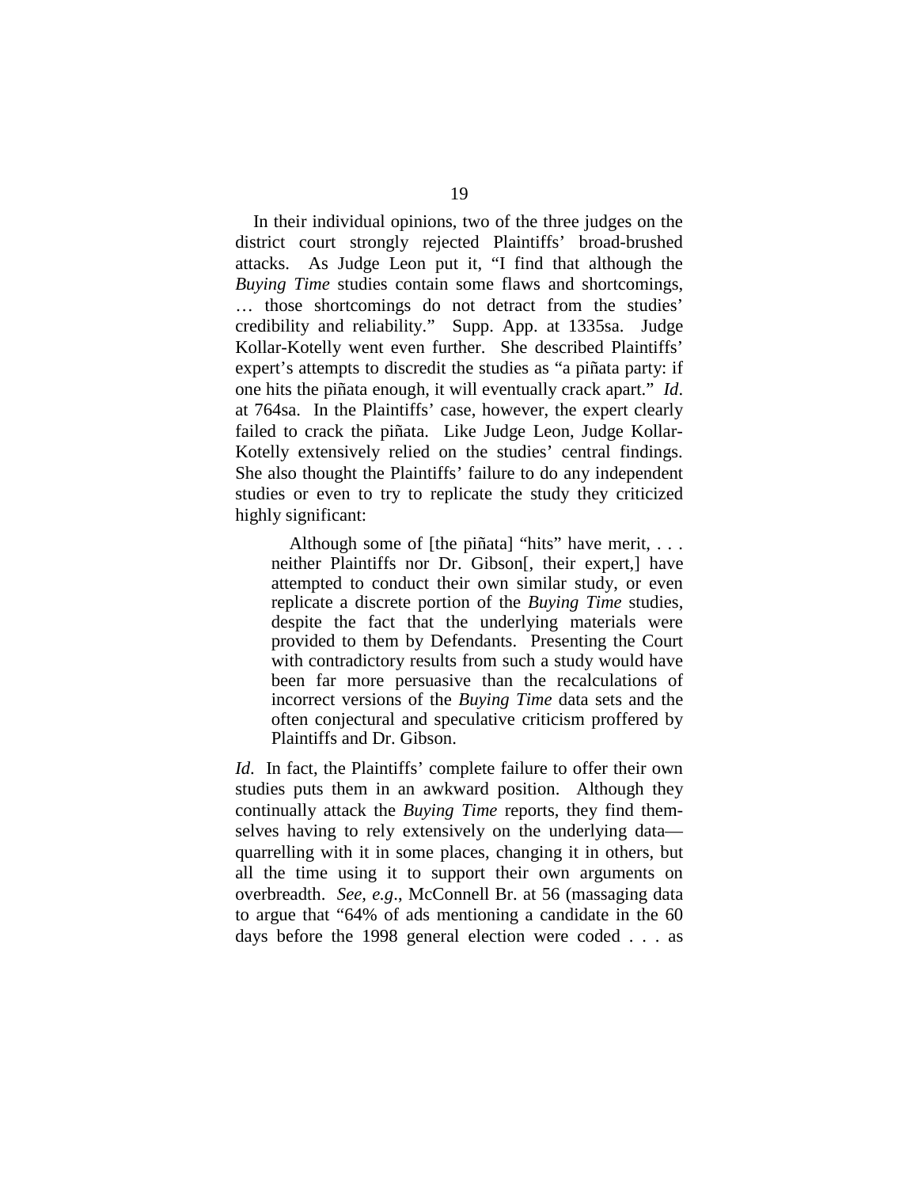In their individual opinions, two of the three judges on the district court strongly rejected Plaintiffs' broad-brushed attacks. As Judge Leon put it, "I find that although the *Buying Time* studies contain some flaws and shortcomings, … those shortcomings do not detract from the studies' credibility and reliability." Supp. App. at 1335sa. Judge Kollar-Kotelly went even further. She described Plaintiffs' expert's attempts to discredit the studies as "a piñata party: if one hits the piñata enough, it will eventually crack apart." *Id*. at 764sa. In the Plaintiffs' case, however, the expert clearly failed to crack the piñata. Like Judge Leon, Judge Kollar-Kotelly extensively relied on the studies' central findings. She also thought the Plaintiffs' failure to do any independent studies or even to try to replicate the study they criticized highly significant:

> Although some of [the piñata] "hits" have merit, . . . neither Plaintiffs nor Dr. Gibson[, their expert,] have attempted to conduct their own similar study, or even replicate a discrete portion of the *Buying Time* studies, despite the fact that the underlying materials were provided to them by Defendants. Presenting the Court with contradictory results from such a study would have been far more persuasive than the recalculations of incorrect versions of the *Buying Time* data sets and the often conjectural and speculative criticism proffered by Plaintiffs and Dr. Gibson.

*Id*. In fact, the Plaintiffs' complete failure to offer their own studies puts them in an awkward position. Although they continually attack the *Buying Time* reports, they find themselves having to rely extensively on the underlying data—quarrelling with it in some places, changing it in others, but all the time using it to support their own arguments on overbreadth. *See, e.g*., McConnell Br. at 56 (massaging data to argue that "64% of ads mentioning a candidate in the 60 days before the 1998 general election were coded . . . as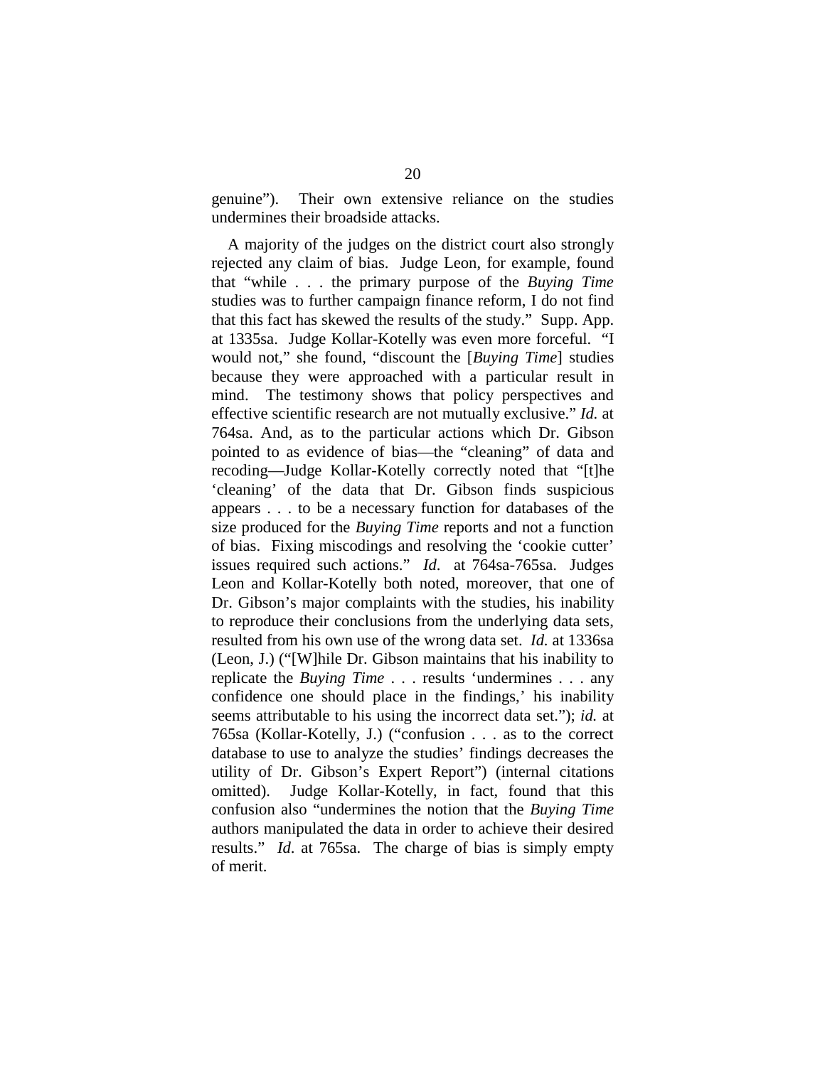genuine"). Their own extensive reliance on the studies undermines their broadside attacks.

A majority of the judges on the district court also strongly rejected any claim of bias. Judge Leon, for example, found that "while . . . the primary purpose of the *Buying Time* studies was to further campaign finance reform, I do not find that this fact has skewed the results of the study." Supp. App. at 1335sa. Judge Kollar-Kotelly was even more forceful. "I would not," she found, "discount the [*Buying Time*] studies because they were approached with a particular result in mind. The testimony shows that policy perspectives and effective scientific research are not mutually exclusive." *Id.* at 764sa. And, as to the particular actions which Dr. Gibson pointed to as evidence of bias—the "cleaning" of data and recoding—Judge Kollar-Kotelly correctly noted that "[t]he 'cleaning' of the data that Dr. Gibson finds suspicious appears . . . to be a necessary function for databases of the size produced for the *Buying Time* reports and not a function of bias. Fixing miscodings and resolving the 'cookie cutter' issues required such actions." *Id*. at 764sa-765sa. Judges Leon and Kollar-Kotelly both noted, moreover, that one of Dr. Gibson's major complaints with the studies, his inability to reproduce their conclusions from the underlying data sets, resulted from his own use of the wrong data set. *Id.* at 1336sa (Leon, J.) ("[W]hile Dr. Gibson maintains that his inability to replicate the *Buying Time* . . . results 'undermines . . . any confidence one should place in the findings,' his inability seems attributable to his using the incorrect data set."); *id.* at 765sa (Kollar-Kotelly, J.) ("confusion . . . as to the correct database to use to analyze the studies' findings decreases the utility of Dr. Gibson's Expert Report") (internal citations omitted). Judge Kollar-Kotelly, in fact, found that this confusion also "undermines the notion that the *Buying Time* authors manipulated the data in order to achieve their desired results." *Id*. at 765sa. The charge of bias is simply empty of merit.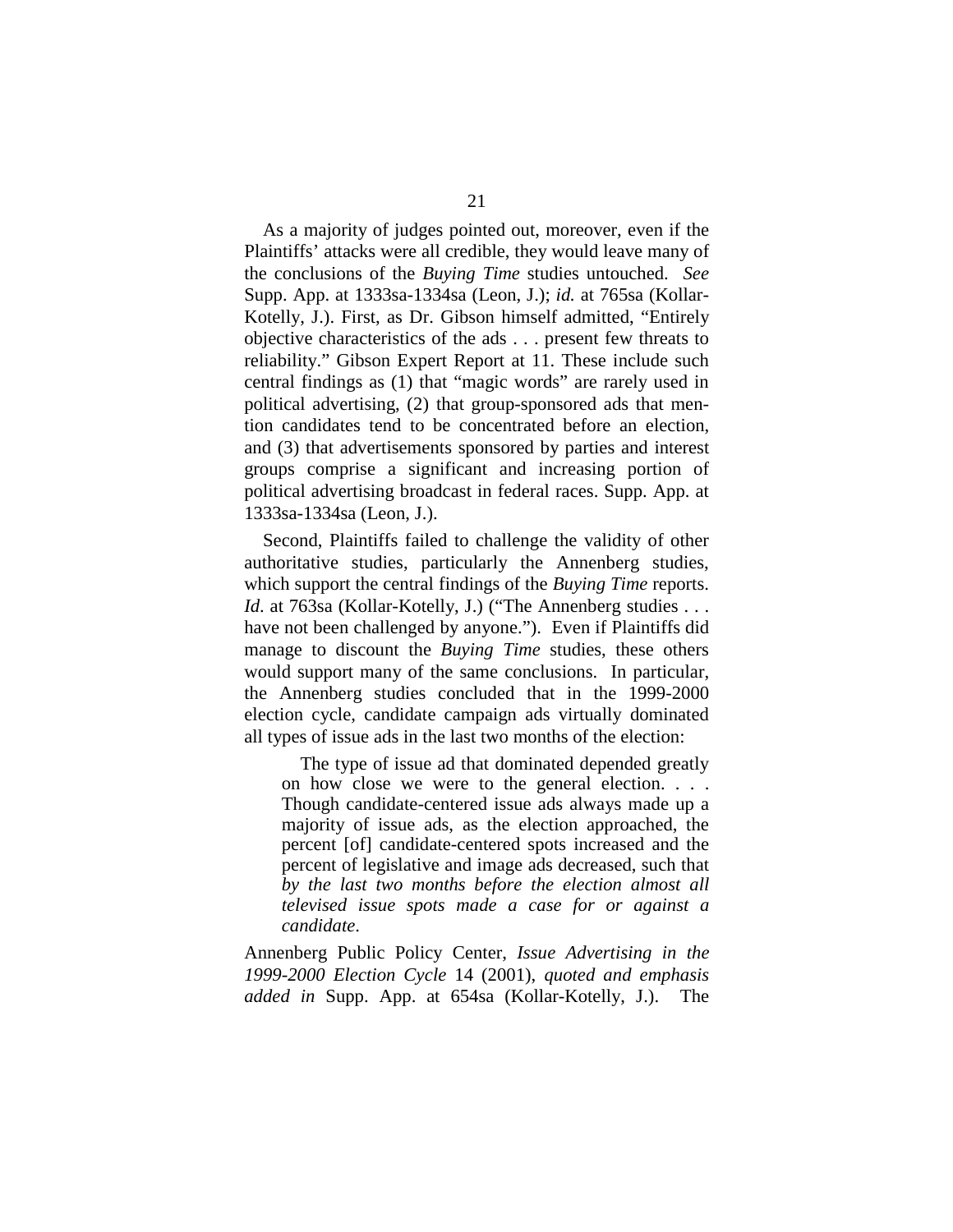As a majority of judges pointed out, moreover, even if the Plaintiffs' attacks were all credible, they would leave many of the conclusions of the *Buying Time* studies untouched. *See* Supp. App. at 1333sa-1334sa (Leon, J.); *id.* at 765sa (Kollar-Kotelly, J.). First, as Dr. Gibson himself admitted, "Entirely objective characteristics of the ads . . . present few threats to reliability." Gibson Expert Report at 11. These include such central findings as (1) that "magic words" are rarely used in political advertising, (2) that group-sponsored ads that mention candidates tend to be concentrated before an election, and (3) that advertisements sponsored by parties and interest groups comprise a significant and increasing portion of political advertising broadcast in federal races. Supp. App. at 1333sa-1334sa (Leon, J.).

Second, Plaintiffs failed to challenge the validity of other authoritative studies, particularly the Annenberg studies, which support the central findings of the *Buying Time* reports. *Id*. at 763sa (Kollar-Kotelly, J.) ("The Annenberg studies . . . have not been challenged by anyone."). Even if Plaintiffs did manage to discount the *Buying Time* studies, these others would support many of the same conclusions. In particular, the Annenberg studies concluded that in the 1999-2000 election cycle, candidate campaign ads virtually dominated all types of issue ads in the last two months of the election:

> The type of issue ad that dominated depended greatly on how close we were to the general election. . . . Though candidate-centered issue ads always made up a majority of issue ads, as the election approached, the percent [of] candidate-centered spots increased and the percent of legislative and image ads decreased, such that *by the last two months before the election almost all televised issue spots made a case for or against a candidate*.

Annenberg Public Policy Center, *Issue Advertising in the 1999-2000 Election Cycle* 14 (2001), *quoted and emphasis added in* Supp. App. at 654sa (Kollar-Kotelly, J.). The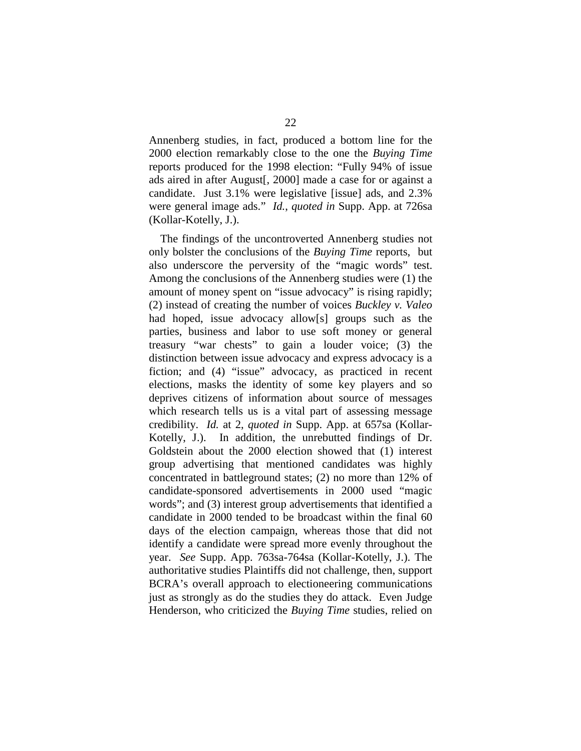Annenberg studies, in fact, produced a bottom line for the 2000 election remarkably close to the one the *Buying Time* reports produced for the 1998 election: "Fully 94% of issue ads aired in after August[, 2000] made a case for or against a candidate. Just 3.1% were legislative [issue] ads, and 2.3% were general image ads." *Id.*, *quoted in* Supp. App. at 726sa (Kollar-Kotelly, J.).

The findings of the uncontroverted Annenberg studies not only bolster the conclusions of the *Buying Time* reports, but also underscore the perversity of the "magic words" test. Among the conclusions of the Annenberg studies were (1) the amount of money spent on "issue advocacy" is rising rapidly; (2) instead of creating the number of voices *Buckley v. Valeo* had hoped, issue advocacy allow[s] groups such as the parties, business and labor to use soft money or general treasury "war chests" to gain a louder voice; (3) the distinction between issue advocacy and express advocacy is a fiction; and (4) "issue" advocacy, as practiced in recent elections, masks the identity of some key players and so deprives citizens of information about source of messages which research tells us is a vital part of assessing message credibility. *Id.* at 2, *quoted in* Supp. App. at 657sa (Kollar-Kotelly, J.). In addition, the unrebutted findings of Dr. Goldstein about the 2000 election showed that (1) interest group advertising that mentioned candidates was highly concentrated in battleground states; (2) no more than 12% of candidate-sponsored advertisements in 2000 used "magic words"; and (3) interest group advertisements that identified a candidate in 2000 tended to be broadcast within the final 60 days of the election campaign, whereas those that did not identify a candidate were spread more evenly throughout the year. *See* Supp. App. 763sa-764sa (Kollar-Kotelly, J.). The authoritative studies Plaintiffs did not challenge, then, support BCRA's overall approach to electioneering communications just as strongly as do the studies they do attack. Even Judge Henderson, who criticized the *Buying Time* studies, relied on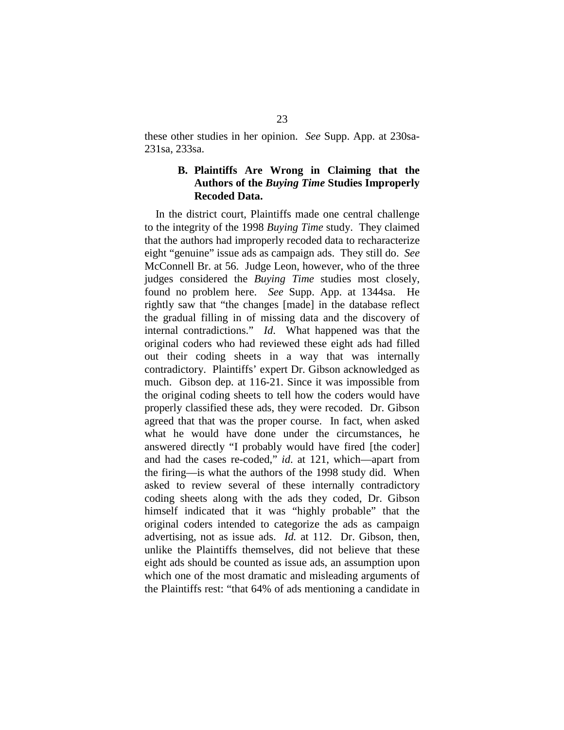these other studies in her opinion. *See* Supp. App. at 230sa-231sa, 233sa.

### B. Plaintiffs Are Wrong in Claiming that the Authors of the *Buying Time* Studies Improperly Recoded Data.

In the district court, Plaintiffs made one central challenge to the integrity of the 1998 *Buying Time* study. They claimed that the authors had improperly recoded data to recharacterize eight "genuine" issue ads as campaign ads. They still do. *See* McConnell Br. at 56. Judge Leon, however, who of the three judges considered the *Buying Time* studies most closely, found no problem here. *See* Supp. App. at 1344sa. He rightly saw that "the changes [made] in the database reflect the gradual filling in of missing data and the discovery of internal contradictions." *Id*. What happened was that the original coders who had reviewed these eight ads had filled out their coding sheets in a way that was internally contradictory. Plaintiffs' expert Dr. Gibson acknowledged as much. Gibson dep. at 116-21. Since it was impossible from the original coding sheets to tell how the coders would have properly classified these ads, they were recoded. Dr. Gibson agreed that that was the proper course. In fact, when asked what he would have done under the circumstances, he answered directly "I probably would have fired [the coder] and had the cases re-coded," *id*. at 121, which—apart from the firing—is what the authors of the 1998 study did. When asked to review several of these internally contradictory coding sheets along with the ads they coded, Dr. Gibson himself indicated that it was "highly probable" that the original coders intended to categorize the ads as campaign advertising, not as issue ads. *Id.* at 112. Dr. Gibson, then, unlike the Plaintiffs themselves, did not believe that these eight ads should be counted as issue ads, an assumption upon which one of the most dramatic and misleading arguments of the Plaintiffs rest: "that 64% of ads mentioning a candidate in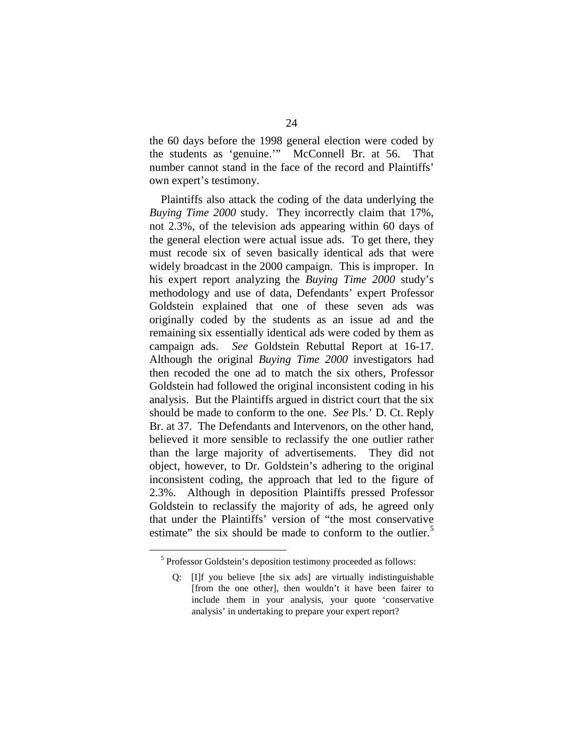the 60 days before the 1998 general election were coded by the students as 'genuine.'" McConnell Br. at 56. That number cannot stand in the face of the record and Plaintiffs' own expert's testimony.

Plaintiffs also attack the coding of the data underlying the *Buying Time 2000* study. They incorrectly claim that 17%, not 2.3%, of the television ads appearing within 60 days of the general election were actual issue ads. To get there, they must recode six of seven basically identical ads that were widely broadcast in the 2000 campaign. This is improper. In his expert report analyzing the *Buying Time 2000* study's methodology and use of data, Defendants' expert Professor Goldstein explained that one of these seven ads was originally coded by the students as an issue ad and the remaining six essentially identical ads were coded by them as campaign ads. *See* Goldstein Rebuttal Report at 16-17. Although the original *Buying Time 2000* investigators had then recoded the one ad to match the six others, Professor Goldstein had followed the original inconsistent coding in his analysis. But the Plaintiffs argued in district court that the six should be made to conform to the one. *See* Pls.' D. Ct. Reply Br. at 37. The Defendants and Intervenors, on the other hand, believed it more sensible to reclassify the one outlier rather than the large majority of advertisements. They did not object, however, to Dr. Goldstein's adhering to the original inconsistent coding, the approach that led to the figure of 2.3%. Although in deposition Plaintiffs pressed Professor Goldstein to reclassify the majority of ads, he agreed only that under the Plaintiffs' version of "the most conservative estimate" the six should be made to conform to the outlier.[5]

---

[5] Professor Goldstein's deposition testimony proceeded as follows:

> Q: [I]f you believe [the six ads] are virtually indistinguishable [from the one other], then wouldn't it have been fairer to include them in your analysis, your quote 'conservative analysis' in undertaking to prepare your expert report?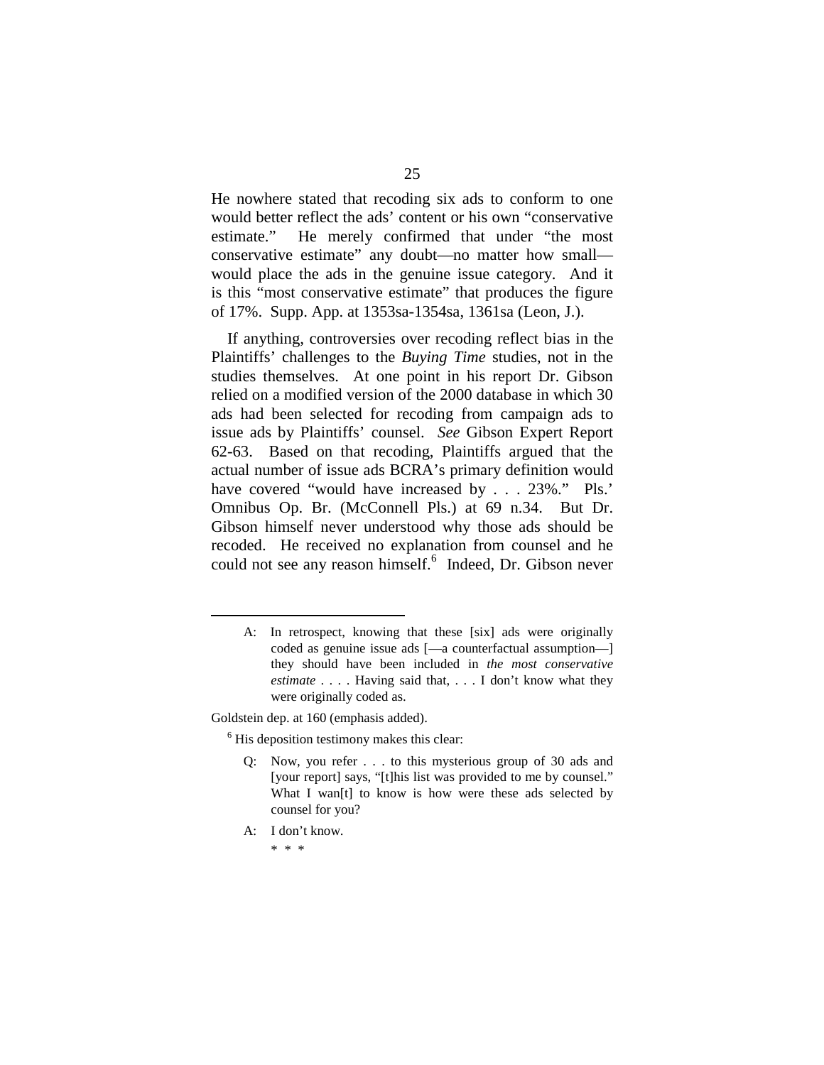He nowhere stated that recoding six ads to conform to one would better reflect the ads' content or his own "conservative estimate." He merely confirmed that under "the most conservative estimate" any doubt—no matter how small—would place the ads in the genuine issue category. And it is this "most conservative estimate" that produces the figure of 17%. Supp. App. at 1353sa-1354sa, 1361sa (Leon, J.).

If anything, controversies over recoding reflect bias in the Plaintiffs' challenges to the *Buying Time* studies, not in the studies themselves. At one point in his report Dr. Gibson relied on a modified version of the 2000 database in which 30 ads had been selected for recoding from campaign ads to issue ads by Plaintiffs' counsel. *See* Gibson Expert Report 62-63. Based on that recoding, Plaintiffs argued that the actual number of issue ads BCRA's primary definition would have covered "would have increased by . . . 23%." Pls.' Omnibus Op. Br. (McConnell Pls.) at 69 n.34. But Dr. Gibson himself never understood why those ads should be recoded. He received no explanation from counsel and he could not see any reason himself.[6] Indeed, Dr. Gibson never

---

> A: In retrospect, knowing that these [six] ads were originally coded as genuine issue ads [—a counterfactual assumption—] they should have been included in *the most conservative estimate* . . . . Having said that, . . . I don't know what they were originally coded as.

Goldstein dep. at 160 (emphasis added).

[6] His deposition testimony makes this clear:

> Q: Now, you refer . . . to this mysterious group of 30 ads and [your report] says, "[t]his list was provided to me by counsel." What I wan[t] to know is how were these ads selected by counsel for you?
>
> A: I don't know.
>
> \* \* \*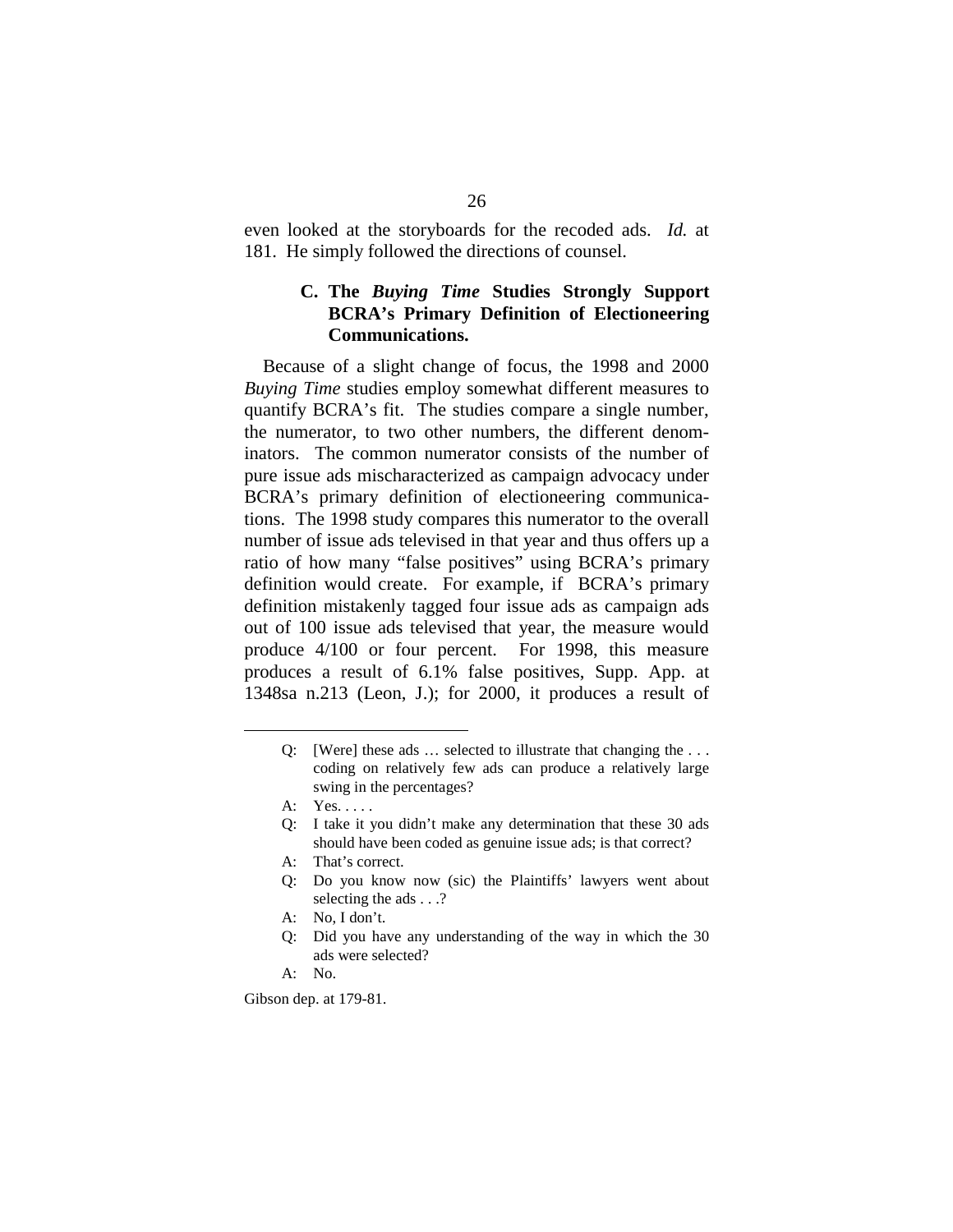even looked at the storyboards for the recoded ads. *Id.* at 181. He simply followed the directions of counsel.

### C. The *Buying Time* Studies Strongly Support BCRA's Primary Definition of Electioneering Communications.

Because of a slight change of focus, the 1998 and 2000 *Buying Time* studies employ somewhat different measures to quantify BCRA's fit. The studies compare a single number, the numerator, to two other numbers, the different denominators. The common numerator consists of the number of pure issue ads mischaracterized as campaign advocacy under BCRA's primary definition of electioneering communications. The 1998 study compares this numerator to the overall number of issue ads televised in that year and thus offers up a ratio of how many "false positives" using BCRA's primary definition would create. For example, if BCRA's primary definition mistakenly tagged four issue ads as campaign ads out of 100 issue ads televised that year, the measure would produce 4/100 or four percent. For 1998, this measure produces a result of 6.1% false positives, Supp. App. at 1348sa n.213 (Leon, J.); for 2000, it produces a result of

---

> Q: [Were] these ads … selected to illustrate that changing the . . . coding on relatively few ads can produce a relatively large swing in the percentages?
>
> A: Yes. . . . .
>
> Q: I take it you didn't make any determination that these 30 ads should have been coded as genuine issue ads; is that correct?
>
> A: That's correct.
>
> Q: Do you know now (sic) the Plaintiffs' lawyers went about selecting the ads . . .?
>
> A: No, I don't.
>
> Q: Did you have any understanding of the way in which the 30 ads were selected?
>
> A: No.

Gibson dep. at 179-81.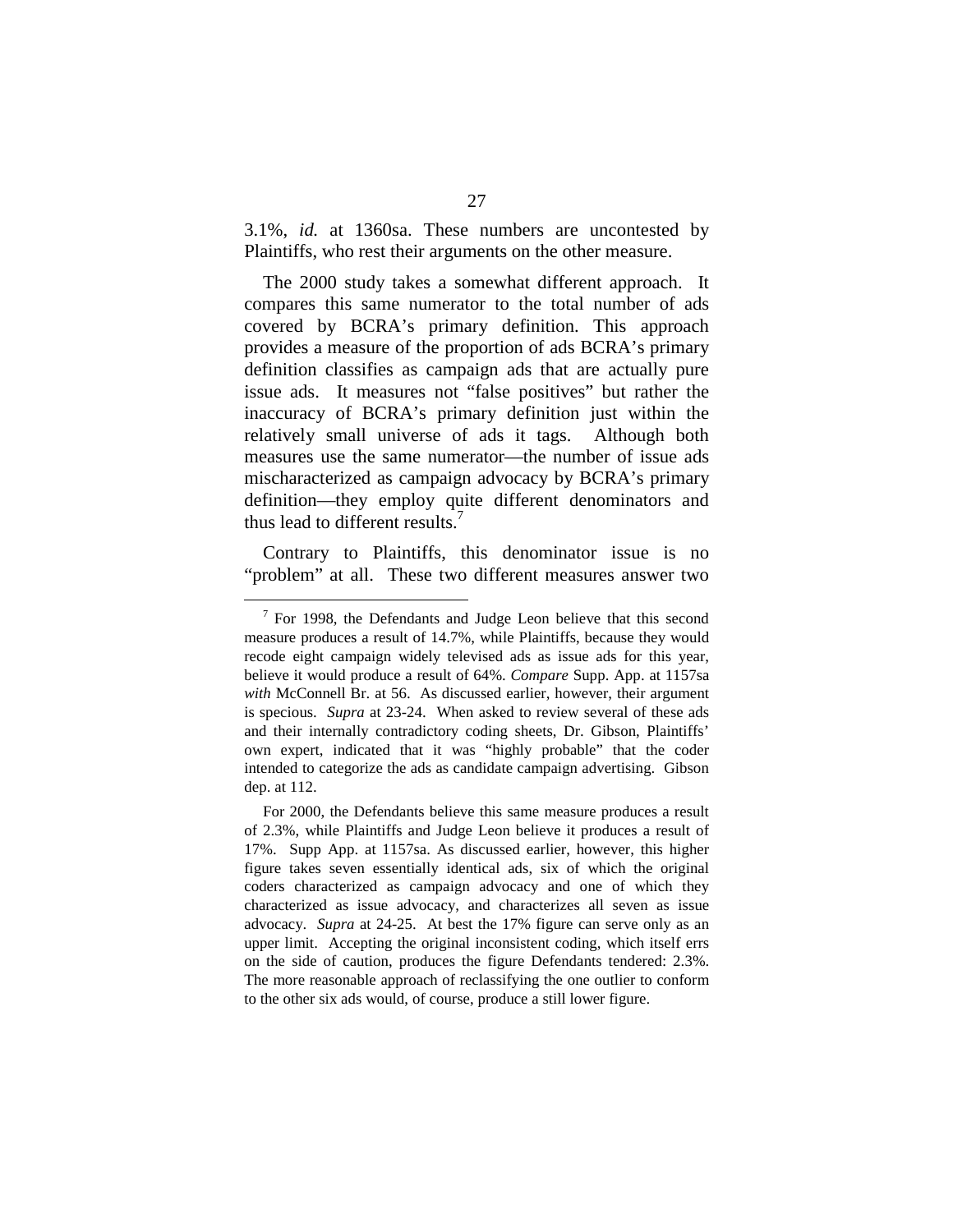3.1%, *id.* at 1360sa. These numbers are uncontested by Plaintiffs, who rest their arguments on the other measure.

The 2000 study takes a somewhat different approach. It compares this same numerator to the total number of ads covered by BCRA's primary definition. This approach provides a measure of the proportion of ads BCRA's primary definition classifies as campaign ads that are actually pure issue ads. It measures not "false positives" but rather the inaccuracy of BCRA's primary definition just within the relatively small universe of ads it tags. Although both measures use the same numerator—the number of issue ads mischaracterized as campaign advocacy by BCRA's primary definition—they employ quite different denominators and thus lead to different results.[7]

Contrary to Plaintiffs, this denominator issue is no "problem" at all. These two different measures answer two

---

[7] For 1998, the Defendants and Judge Leon believe that this second measure produces a result of 14.7%, while Plaintiffs, because they would recode eight campaign widely televised ads as issue ads for this year, believe it would produce a result of 64%. *Compare* Supp. App. at 1157sa *with* McConnell Br. at 56. As discussed earlier, however, their argument is specious. *Supra* at 23-24. When asked to review several of these ads and their internally contradictory coding sheets, Dr. Gibson, Plaintiffs' own expert, indicated that it was "highly probable" that the coder intended to categorize the ads as candidate campaign advertising. Gibson dep. at 112.

For 2000, the Defendants believe this same measure produces a result of 2.3%, while Plaintiffs and Judge Leon believe it produces a result of 17%. Supp App. at 1157sa. As discussed earlier, however, this higher figure takes seven essentially identical ads, six of which the original coders characterized as campaign advocacy and one of which they characterized as issue advocacy, and characterizes all seven as issue advocacy. *Supra* at 24-25. At best the 17% figure can serve only as an upper limit. Accepting the original inconsistent coding, which itself errs on the side of caution, produces the figure Defendants tendered: 2.3%. The more reasonable approach of reclassifying the one outlier to conform to the other six ads would, of course, produce a still lower figure.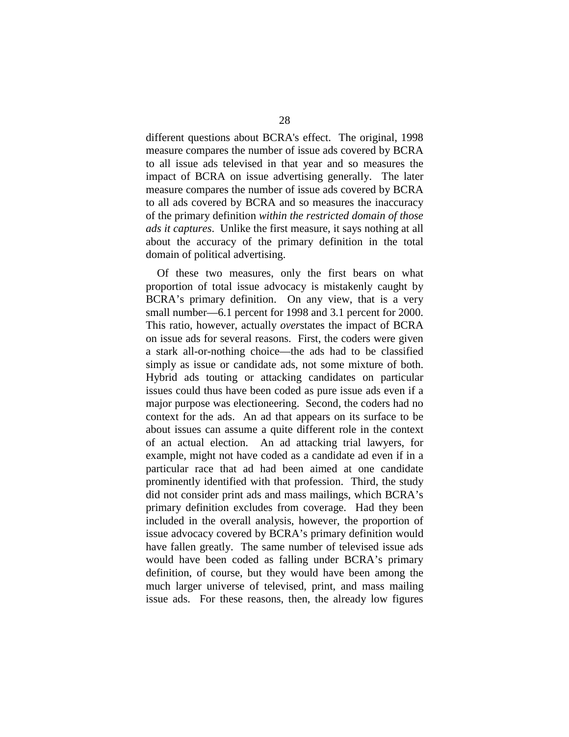different questions about BCRA's effect. The original, 1998 measure compares the number of issue ads covered by BCRA to all issue ads televised in that year and so measures the impact of BCRA on issue advertising generally. The later measure compares the number of issue ads covered by BCRA to all ads covered by BCRA and so measures the inaccuracy of the primary definition *within the restricted domain of those ads it captures*. Unlike the first measure, it says nothing at all about the accuracy of the primary definition in the total domain of political advertising.

Of these two measures, only the first bears on what proportion of total issue advocacy is mistakenly caught by BCRA's primary definition. On any view, that is a very small number—6.1 percent for 1998 and 3.1 percent for 2000. This ratio, however, actually *over*states the impact of BCRA on issue ads for several reasons. First, the coders were given a stark all-or-nothing choice—the ads had to be classified simply as issue or candidate ads, not some mixture of both. Hybrid ads touting or attacking candidates on particular issues could thus have been coded as pure issue ads even if a major purpose was electioneering. Second, the coders had no context for the ads. An ad that appears on its surface to be about issues can assume a quite different role in the context of an actual election. An ad attacking trial lawyers, for example, might not have coded as a candidate ad even if in a particular race that ad had been aimed at one candidate prominently identified with that profession. Third, the study did not consider print ads and mass mailings, which BCRA's primary definition excludes from coverage. Had they been included in the overall analysis, however, the proportion of issue advocacy covered by BCRA's primary definition would have fallen greatly. The same number of televised issue ads would have been coded as falling under BCRA's primary definition, of course, but they would have been among the much larger universe of televised, print, and mass mailing issue ads. For these reasons, then, the already low figures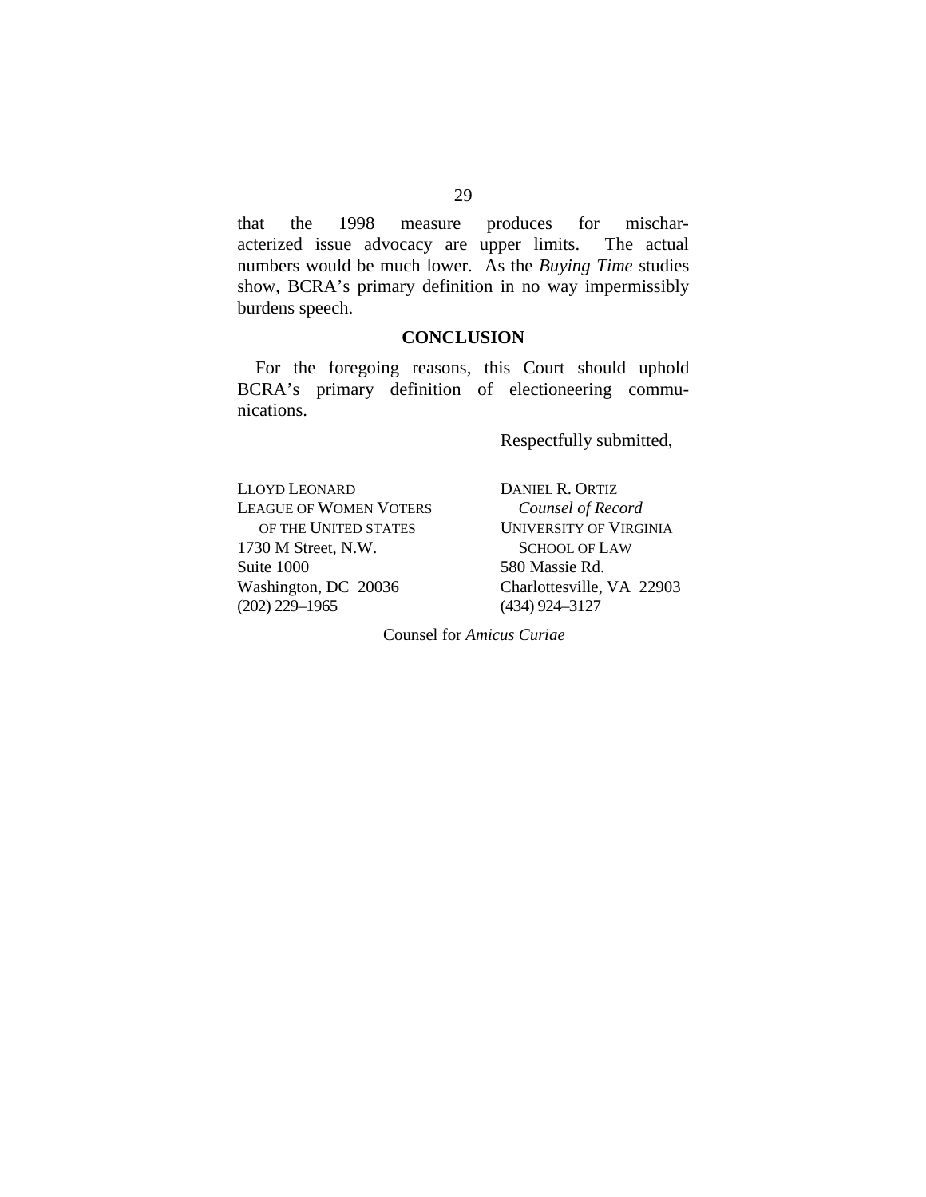that the 1998 measure produces for mischaracterized issue advocacy are upper limits. The actual numbers would be much lower. As the *Buying Time* studies show, BCRA's primary definition in no way impermissibly burdens speech.

## CONCLUSION

For the foregoing reasons, this Court should uphold BCRA's primary definition of electioneering communications.

Respectfully submitted,

LLOYD LEONARD
LEAGUE OF WOMEN VOTERS
OF THE UNITED STATES
1730 M Street, N.W.
Suite 1000
Washington, DC 20036
(202) 229–1965

DANIEL R. ORTIZ
*Counsel of Record*
UNIVERSITY OF VIRGINIA
SCHOOL OF LAW
580 Massie Rd.
Charlottesville, VA 22903
(434) 924–3127

Counsel for *Amicus Curiae*